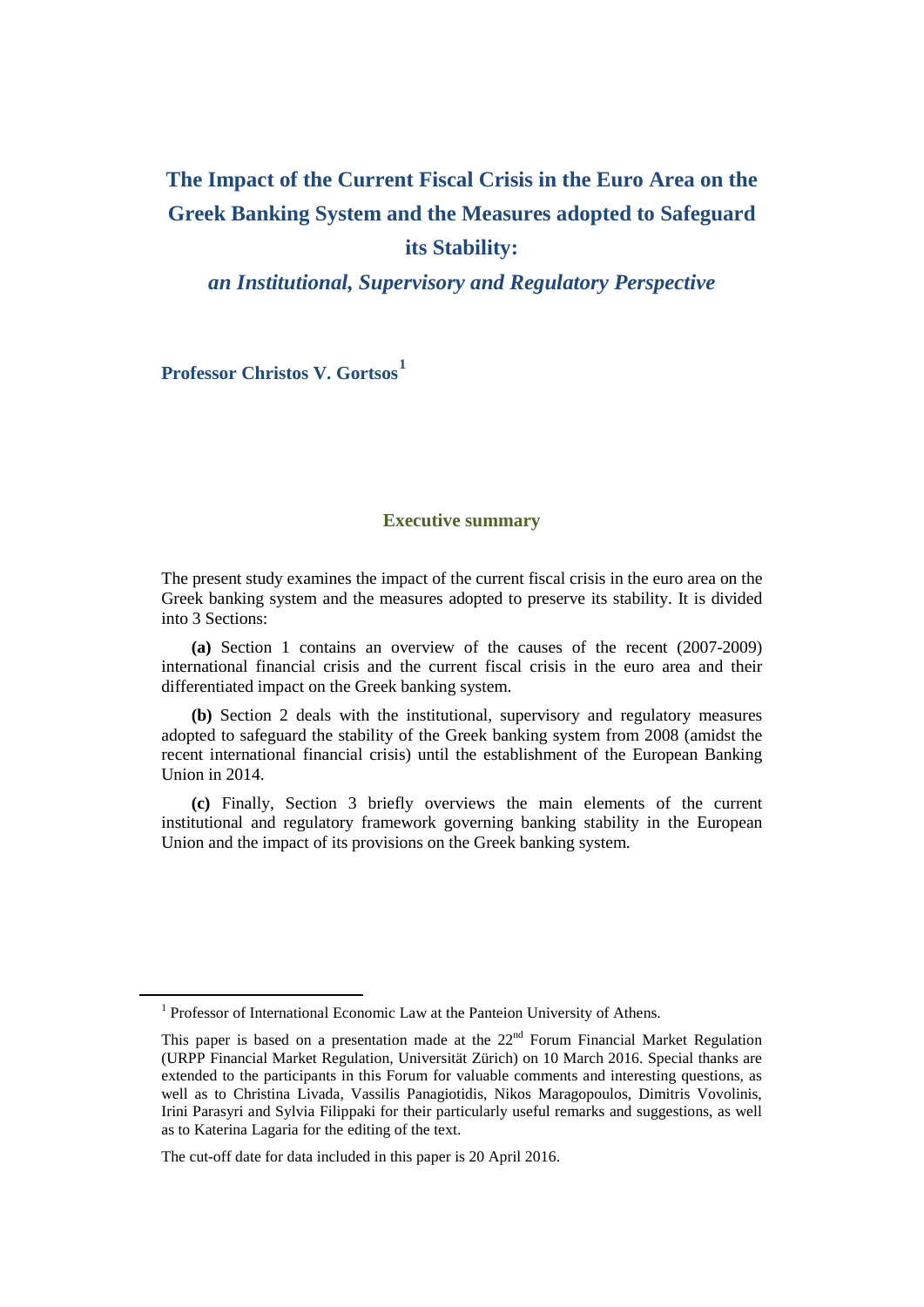# The Impact of the Current Fiscal Crisis in the Euro Area on the Greek Banking System and the Measures adopted to Safeguard its Stability:

## *an Institutional, Supervisory and Regulatory Perspective*

**Professor Christos V. Gortsos**[1]

### Executive summary

The present study examines the impact of the current fiscal crisis in the euro area on the Greek banking system and the measures adopted to preserve its stability. It is divided into 3 Sections:

**(a)** Section 1 contains an overview of the causes of the recent (2007-2009) international financial crisis and the current fiscal crisis in the euro area and their differentiated impact on the Greek banking system.

**(b)** Section 2 deals with the institutional, supervisory and regulatory measures adopted to safeguard the stability of the Greek banking system from 2008 (amidst the recent international financial crisis) until the establishment of the European Banking Union in 2014.

**(c)** Finally, Section 3 briefly overviews the main elements of the current institutional and regulatory framework governing banking stability in the European Union and the impact of its provisions on the Greek banking system.

---

[1] Professor of International Economic Law at the Panteion University of Athens.

This paper is based on a presentation made at the 22nd Forum Financial Market Regulation (URPP Financial Market Regulation, Universität Zürich) on 10 March 2016. Special thanks are extended to the participants in this Forum for valuable comments and interesting questions, as well as to Christina Livada, Vassilis Panagiotidis, Nikos Maragopoulos, Dimitris Vovolinis, Irini Parasyri and Sylvia Filippaki for their particularly useful remarks and suggestions, as well as to Katerina Lagaria for the editing of the text.

The cut-off date for data included in this paper is 20 April 2016.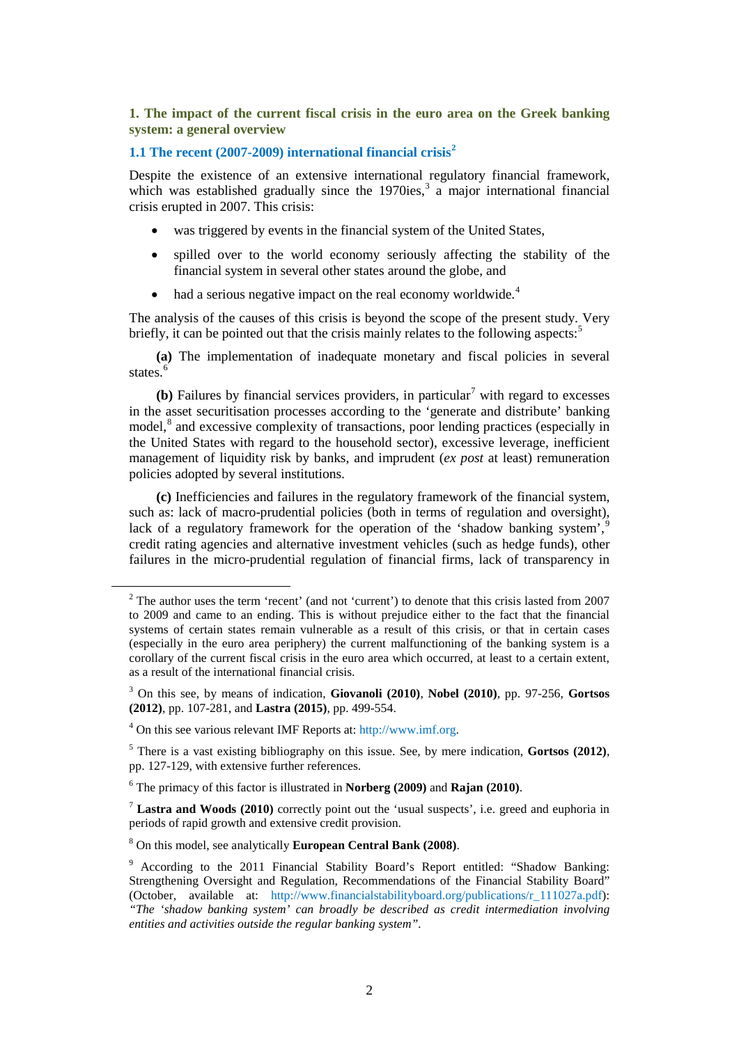## 1. The impact of the current fiscal crisis in the euro area on the Greek banking system: a general overview

### 1.1 The recent (2007-2009) international financial crisis[2]

Despite the existence of an extensive international regulatory financial framework, which was established gradually since the 1970ies,[3] a major international financial crisis erupted in 2007. This crisis:

- was triggered by events in the financial system of the United States,
- spilled over to the world economy seriously affecting the stability of the financial system in several other states around the globe, and
- had a serious negative impact on the real economy worldwide.[4]

The analysis of the causes of this crisis is beyond the scope of the present study. Very briefly, it can be pointed out that the crisis mainly relates to the following aspects:[5]

**(a)** The implementation of inadequate monetary and fiscal policies in several states.[6]

**(b)** Failures by financial services providers, in particular[7] with regard to excesses in the asset securitisation processes according to the 'generate and distribute' banking model,[8] and excessive complexity of transactions, poor lending practices (especially in the United States with regard to the household sector), excessive leverage, inefficient management of liquidity risk by banks, and imprudent (*ex post* at least) remuneration policies adopted by several institutions.

**(c)** Inefficiencies and failures in the regulatory framework of the financial system, such as: lack of macro-prudential policies (both in terms of regulation and oversight), lack of a regulatory framework for the operation of the 'shadow banking system',[9] credit rating agencies and alternative investment vehicles (such as hedge funds), other failures in the micro-prudential regulation of financial firms, lack of transparency in

---

[2] The author uses the term 'recent' (and not 'current') to denote that this crisis lasted from 2007 to 2009 and came to an ending. This is without prejudice either to the fact that the financial systems of certain states remain vulnerable as a result of this crisis, or that in certain cases (especially in the euro area periphery) the current malfunctioning of the banking system is a corollary of the current fiscal crisis in the euro area which occurred, at least to a certain extent, as a result of the international financial crisis.

[3] On this see, by means of indication, **Giovanoli (2010)**, **Nobel (2010)**, pp. 97-256, **Gortsos (2012)**, pp. 107-281, and **Lastra (2015)**, pp. 499-554.

[4] On this see various relevant IMF Reports at: http://www.imf.org.

[5] There is a vast existing bibliography on this issue. See, by mere indication, **Gortsos (2012)**, pp. 127-129, with extensive further references.

[6] The primacy of this factor is illustrated in **Norberg (2009)** and **Rajan (2010)**.

[7] **Lastra and Woods (2010)** correctly point out the 'usual suspects', i.e. greed and euphoria in periods of rapid growth and extensive credit provision.

[8] On this model, see analytically **European Central Bank (2008)**.

[9] According to the 2011 Financial Stability Board's Report entitled: "Shadow Banking: Strengthening Oversight and Regulation, Recommendations of the Financial Stability Board" (October, available at: http://www.financialstabilityboard.org/publications/r_111027a.pdf): *"The 'shadow banking system' can broadly be described as credit intermediation involving entities and activities outside the regular banking system"*.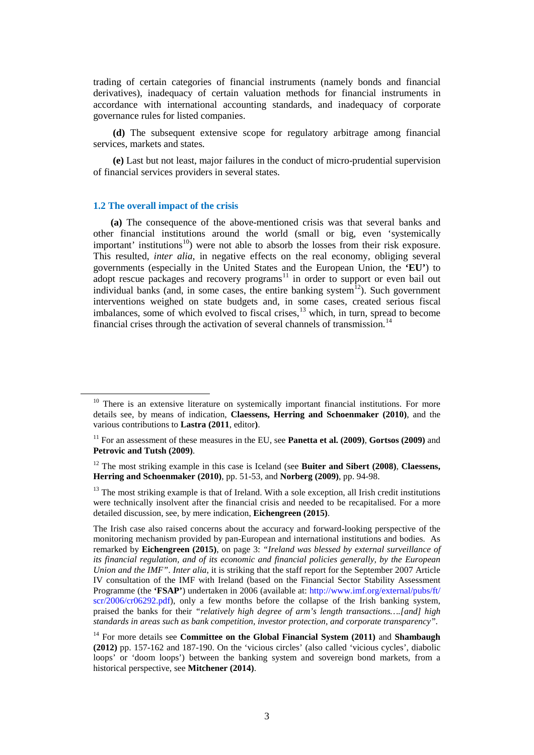trading of certain categories of financial instruments (namely bonds and financial derivatives), inadequacy of certain valuation methods for financial instruments in accordance with international accounting standards, and inadequacy of corporate governance rules for listed companies.

**(d)** The subsequent extensive scope for regulatory arbitrage among financial services, markets and states.

**(e)** Last but not least, major failures in the conduct of micro-prudential supervision of financial services providers in several states.

### 1.2 The overall impact of the crisis

**(a)** The consequence of the above-mentioned crisis was that several banks and other financial institutions around the world (small or big, even 'systemically important' institutions[10]) were not able to absorb the losses from their risk exposure. This resulted, *inter alia*, in negative effects on the real economy, obliging several governments (especially in the United States and the European Union, the **'EU'**) to adopt rescue packages and recovery programs[11] in order to support or even bail out individual banks (and, in some cases, the entire banking system[12]). Such government interventions weighed on state budgets and, in some cases, created serious fiscal imbalances, some of which evolved to fiscal crises,[13] which, in turn, spread to become financial crises through the activation of several channels of transmission.[14]

---

[10] There is an extensive literature on systemically important financial institutions. For more details see, by means of indication, **Claessens, Herring and Schoenmaker (2010)**, and the various contributions to **Lastra (2011**, editor**)**.

[11] For an assessment of these measures in the EU, see **Panetta et al. (2009)**, **Gortsos (2009)** and **Petrovic and Tutsh (2009)**.

[12] The most striking example in this case is Iceland (see **Buiter and Sibert (2008)**, **Claessens, Herring and Schoenmaker (2010)**, pp. 51-53, and **Norberg (2009)**, pp. 94-98.

[13] The most striking example is that of Ireland. With a sole exception, all Irish credit institutions were technically insolvent after the financial crisis and needed to be recapitalised. For a more detailed discussion, see, by mere indication, **Eichengreen (2015)**.

The Irish case also raised concerns about the accuracy and forward-looking perspective of the monitoring mechanism provided by pan-European and international institutions and bodies. As remarked by **Eichengreen (2015)**, on page 3: *"Ireland was blessed by external surveillance of its financial regulation, and of its economic and financial policies generally, by the European Union and the IMF"*. *Inter alia*, it is striking that the staff report for the September 2007 Article IV consultation of the IMF with Ireland (based on the Financial Sector Stability Assessment Programme (the **'FSAP'**) undertaken in 2006 (available at: http://www.imf.org/external/pubs/ft/scr/2006/cr06292.pdf), only a few months before the collapse of the Irish banking system, praised the banks for their *"relatively high degree of arm's length transactions….[and] high standards in areas such as bank competition, investor protection, and corporate transparency"*.

[14] For more details see **Committee on the Global Financial System (2011)** and **Shambaugh (2012)** pp. 157-162 and 187-190. On the 'vicious circles' (also called 'vicious cycles', diabolic loops' or 'doom loops') between the banking system and sovereign bond markets, from a historical perspective, see **Mitchener (2014)**.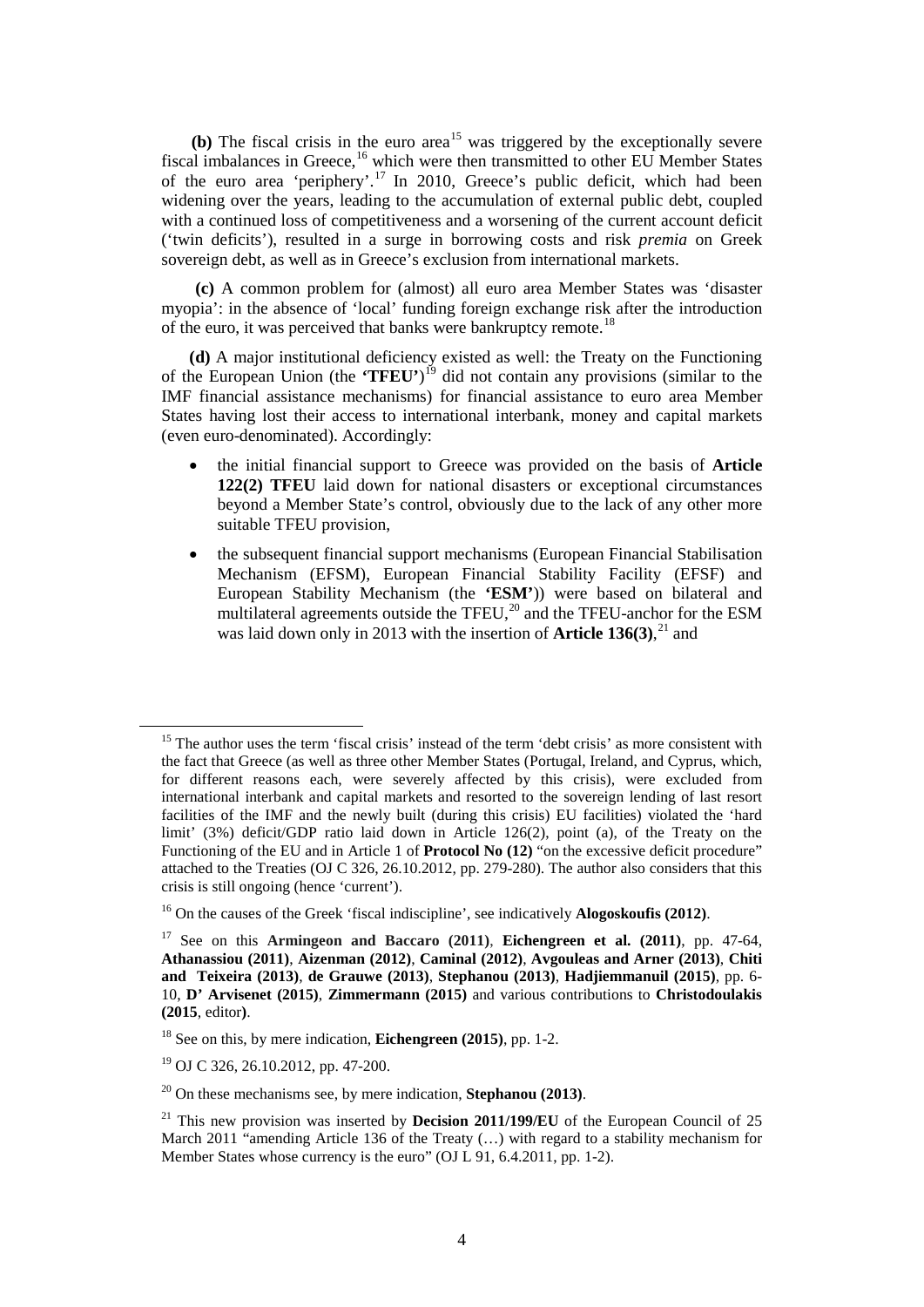**(b)** The fiscal crisis in the euro area[15] was triggered by the exceptionally severe fiscal imbalances in Greece,[16] which were then transmitted to other EU Member States of the euro area 'periphery'.[17] In 2010, Greece's public deficit, which had been widening over the years, leading to the accumulation of external public debt, coupled with a continued loss of competitiveness and a worsening of the current account deficit ('twin deficits'), resulted in a surge in borrowing costs and risk *premia* on Greek sovereign debt, as well as in Greece's exclusion from international markets.

**(c)** A common problem for (almost) all euro area Member States was 'disaster myopia': in the absence of 'local' funding foreign exchange risk after the introduction of the euro, it was perceived that banks were bankruptcy remote.[18]

**(d)** A major institutional deficiency existed as well: the Treaty on the Functioning of the European Union (the **'TFEU'**)[19] did not contain any provisions (similar to the IMF financial assistance mechanisms) for financial assistance to euro area Member States having lost their access to international interbank, money and capital markets (even euro-denominated). Accordingly:

- the initial financial support to Greece was provided on the basis of **Article 122(2) TFEU** laid down for national disasters or exceptional circumstances beyond a Member State's control, obviously due to the lack of any other more suitable TFEU provision,
- the subsequent financial support mechanisms (European Financial Stabilisation Mechanism (EFSM), European Financial Stability Facility (EFSF) and European Stability Mechanism (the **'ESM'**)) were based on bilateral and multilateral agreements outside the TFEU,[20] and the TFEU-anchor for the ESM was laid down only in 2013 with the insertion of **Article 136(3)**,[21] and

---

[15] The author uses the term 'fiscal crisis' instead of the term 'debt crisis' as more consistent with the fact that Greece (as well as three other Member States (Portugal, Ireland, and Cyprus, which, for different reasons each, were severely affected by this crisis), were excluded from international interbank and capital markets and resorted to the sovereign lending of last resort facilities of the IMF and the newly built (during this crisis) EU facilities) violated the 'hard limit' (3%) deficit/GDP ratio laid down in Article 126(2), point (a), of the Treaty on the Functioning of the EU and in Article 1 of **Protocol No (12)** "on the excessive deficit procedure" attached to the Treaties (OJ C 326, 26.10.2012, pp. 279-280). The author also considers that this crisis is still ongoing (hence 'current').

[16] On the causes of the Greek 'fiscal indiscipline', see indicatively **Alogoskoufis (2012)**.

[17] See on this **Armingeon and Baccaro (2011)**, **Eichengreen et al. (2011)**, pp. 47-64, **Athanassiou (2011)**, **Aizenman (2012)**, **Caminal (2012)**, **Avgouleas and Arner (2013)**, **Chiti and Teixeira (2013)**, **de Grauwe (2013)**, **Stephanou (2013)**, **Hadjiemmanuil (2015)**, pp. 6-10, **D' Arvisenet (2015)**, **Zimmermann (2015)** and various contributions to **Christodoulakis (2015**, editor**)**.

[18] See on this, by mere indication, **Eichengreen (2015)**, pp. 1-2.

[19] OJ C 326, 26.10.2012, pp. 47-200.

[20] On these mechanisms see, by mere indication, **Stephanou (2013)**.

[21] This new provision was inserted by **Decision 2011/199/EU** of the European Council of 25 March 2011 "amending Article 136 of the Treaty (…) with regard to a stability mechanism for Member States whose currency is the euro" (OJ L 91, 6.4.2011, pp. 1-2).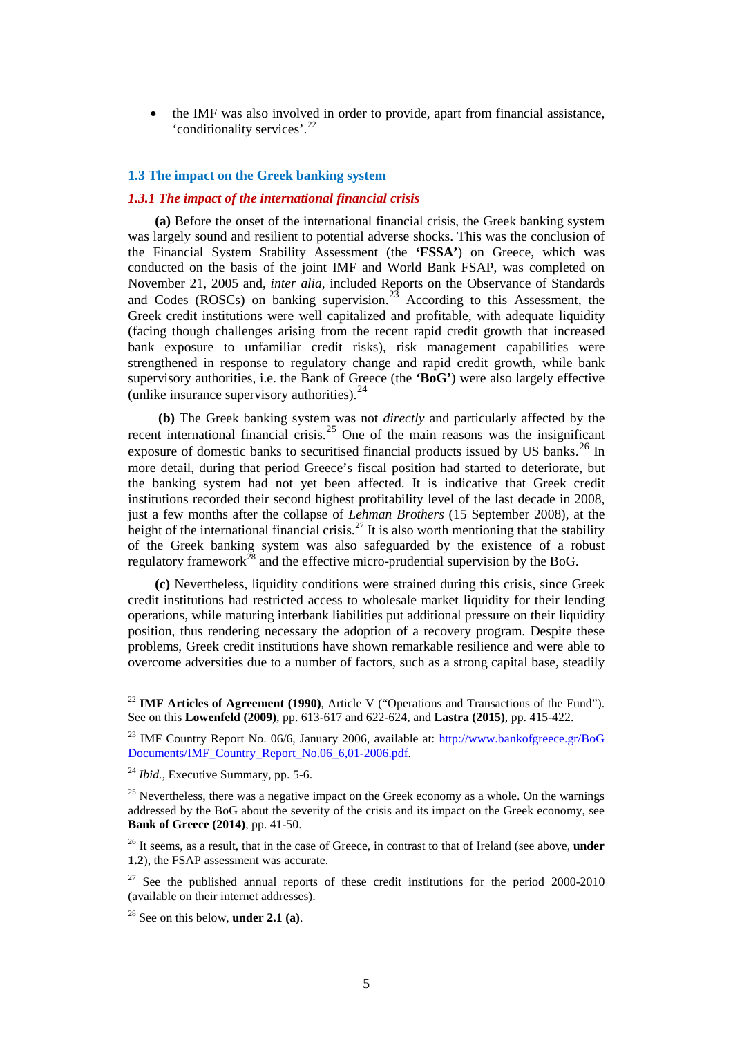- the IMF was also involved in order to provide, apart from financial assistance, 'conditionality services'.[22]

## 1.3 The impact on the Greek banking system

### *1.3.1 The impact of the international financial crisis*

**(a)** Before the onset of the international financial crisis, the Greek banking system was largely sound and resilient to potential adverse shocks. This was the conclusion of the Financial System Stability Assessment (the **'FSSA'**) on Greece, which was conducted on the basis of the joint IMF and World Bank FSAP, was completed on November 21, 2005 and, *inter alia*, included Reports on the Observance of Standards and Codes (ROSCs) on banking supervision.[23] According to this Assessment, the Greek credit institutions were well capitalized and profitable, with adequate liquidity (facing though challenges arising from the recent rapid credit growth that increased bank exposure to unfamiliar credit risks), risk management capabilities were strengthened in response to regulatory change and rapid credit growth, while bank supervisory authorities, i.e. the Bank of Greece (the **'BoG'**) were also largely effective (unlike insurance supervisory authorities).[24]

**(b)** The Greek banking system was not *directly* and particularly affected by the recent international financial crisis.[25] One of the main reasons was the insignificant exposure of domestic banks to securitised financial products issued by US banks.[26] In more detail, during that period Greece's fiscal position had started to deteriorate, but the banking system had not yet been affected. It is indicative that Greek credit institutions recorded their second highest profitability level of the last decade in 2008, just a few months after the collapse of *Lehman Brothers* (15 September 2008), at the height of the international financial crisis.[27] It is also worth mentioning that the stability of the Greek banking system was also safeguarded by the existence of a robust regulatory framework[28] and the effective micro-prudential supervision by the BoG.

**(c)** Nevertheless, liquidity conditions were strained during this crisis, since Greek credit institutions had restricted access to wholesale market liquidity for their lending operations, while maturing interbank liabilities put additional pressure on their liquidity position, thus rendering necessary the adoption of a recovery program. Despite these problems, Greek credit institutions have shown remarkable resilience and were able to overcome adversities due to a number of factors, such as a strong capital base, steadily

---

[22] **IMF Articles of Agreement (1990)**, Article V ("Operations and Transactions of the Fund"). See on this **Lowenfeld (2009)**, pp. 613-617 and 622-624, and **Lastra (2015)**, pp. 415-422.

[23] IMF Country Report No. 06/6, January 2006, available at: http://www.bankofgreece.gr/BoG Documents/IMF_Country_Report_No.06_6,01-2006.pdf.

[24] *Ibid.*, Executive Summary, pp. 5-6.

[25] Nevertheless, there was a negative impact on the Greek economy as a whole. On the warnings addressed by the BoG about the severity of the crisis and its impact on the Greek economy, see **Bank of Greece (2014)**, pp. 41-50.

[26] It seems, as a result, that in the case of Greece, in contrast to that of Ireland (see above, **under 1.2**), the FSAP assessment was accurate.

[27] See the published annual reports of these credit institutions for the period 2000-2010 (available on their internet addresses).

[28] See on this below, **under 2.1 (a)**.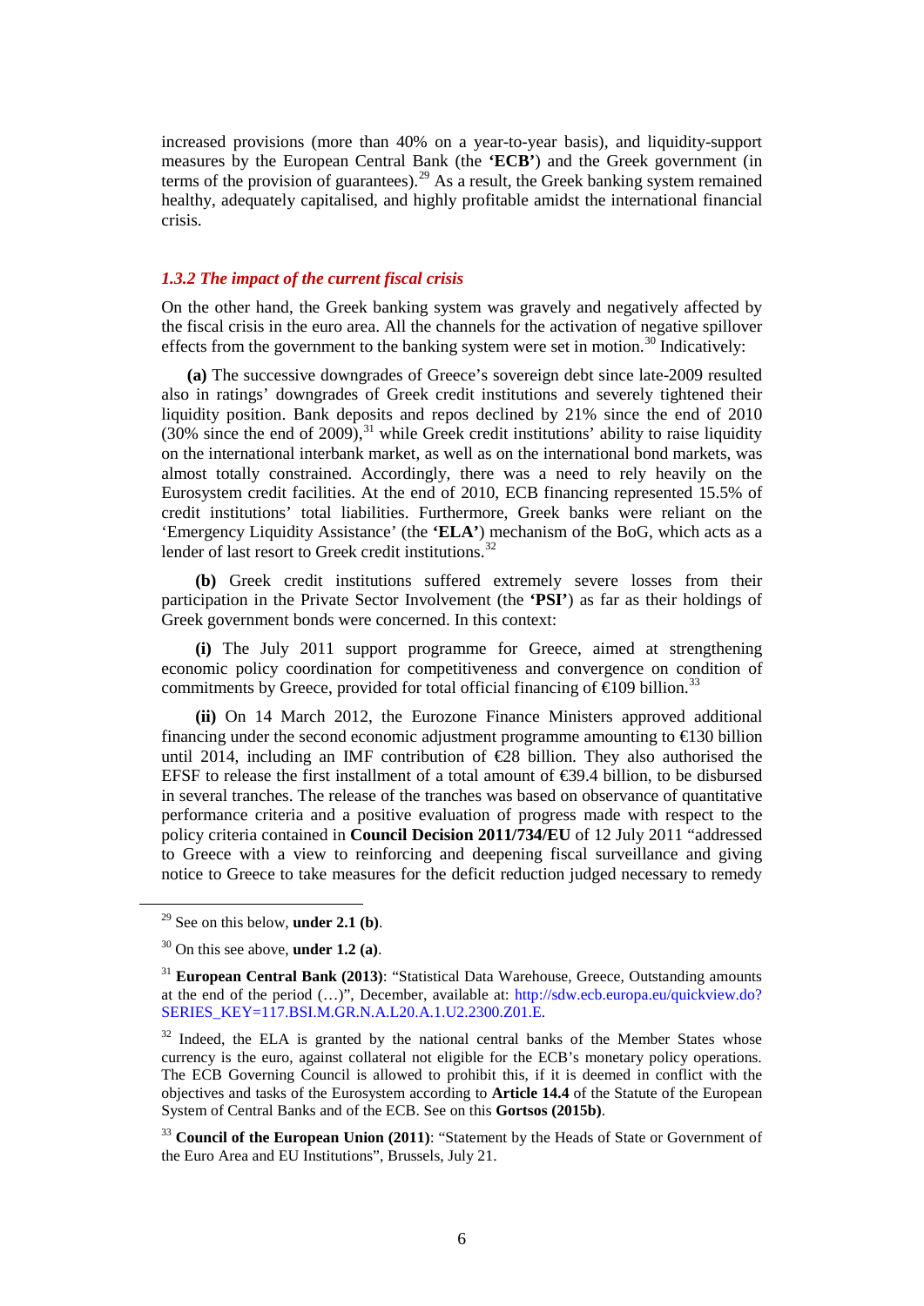increased provisions (more than 40% on a year-to-year basis), and liquidity-support measures by the European Central Bank (the **'ECB'**) and the Greek government (in terms of the provision of guarantees).[29] As a result, the Greek banking system remained healthy, adequately capitalised, and highly profitable amidst the international financial crisis.

### *1.3.2 The impact of the current fiscal crisis*

On the other hand, the Greek banking system was gravely and negatively affected by the fiscal crisis in the euro area. All the channels for the activation of negative spillover effects from the government to the banking system were set in motion.[30] Indicatively:

**(a)** The successive downgrades of Greece's sovereign debt since late-2009 resulted also in ratings' downgrades of Greek credit institutions and severely tightened their liquidity position. Bank deposits and repos declined by 21% since the end of 2010 (30% since the end of 2009),[31] while Greek credit institutions' ability to raise liquidity on the international interbank market, as well as on the international bond markets, was almost totally constrained. Accordingly, there was a need to rely heavily on the Eurosystem credit facilities. At the end of 2010, ECB financing represented 15.5% of credit institutions' total liabilities. Furthermore, Greek banks were reliant on the 'Emergency Liquidity Assistance' (the **'ELA'**) mechanism of the BoG, which acts as a lender of last resort to Greek credit institutions.[32]

**(b)** Greek credit institutions suffered extremely severe losses from their participation in the Private Sector Involvement (the **'PSI'**) as far as their holdings of Greek government bonds were concerned. In this context:

**(i)** The July 2011 support programme for Greece, aimed at strengthening economic policy coordination for competitiveness and convergence on condition of commitments by Greece, provided for total official financing of €109 billion.[33]

**(ii)** On 14 March 2012, the Eurozone Finance Ministers approved additional financing under the second economic adjustment programme amounting to €130 billion until 2014, including an IMF contribution of €28 billion. They also authorised the EFSF to release the first installment of a total amount of €39.4 billion, to be disbursed in several tranches. The release of the tranches was based on observance of quantitative performance criteria and a positive evaluation of progress made with respect to the policy criteria contained in **Council Decision 2011/734/EU** of 12 July 2011 "addressed to Greece with a view to reinforcing and deepening fiscal surveillance and giving notice to Greece to take measures for the deficit reduction judged necessary to remedy

---

[29] See on this below, **under 2.1 (b)**.

[30] On this see above, **under 1.2 (a)**.

[31] **European Central Bank (2013)**: "Statistical Data Warehouse, Greece, Outstanding amounts at the end of the period (…)", December, available at: http://sdw.ecb.europa.eu/quickview.do?SERIES_KEY=117.BSI.M.GR.N.A.L20.A.1.U2.2300.Z01.E.

[32] Indeed, the ELA is granted by the national central banks of the Member States whose currency is the euro, against collateral not eligible for the ECB's monetary policy operations. The ECB Governing Council is allowed to prohibit this, if it is deemed in conflict with the objectives and tasks of the Eurosystem according to **Article 14.4** of the Statute of the European System of Central Banks and of the ECB. See on this **Gortsos (2015b)**.

[33] **Council of the European Union (2011)**: "Statement by the Heads of State or Government of the Euro Area and EU Institutions", Brussels, July 21.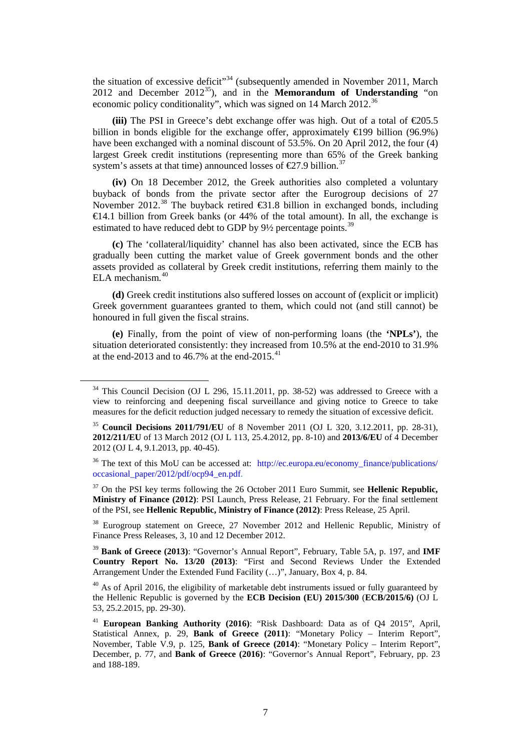the situation of excessive deficit"[34] (subsequently amended in November 2011, March 2012 and December 2012[35]), and in the **Memorandum of Understanding** "on economic policy conditionality", which was signed on 14 March 2012.[36]

**(iii)** The PSI in Greece's debt exchange offer was high. Out of a total of €205.5 billion in bonds eligible for the exchange offer, approximately €199 billion (96.9%) have been exchanged with a nominal discount of 53.5%. On 20 April 2012, the four (4) largest Greek credit institutions (representing more than 65% of the Greek banking system's assets at that time) announced losses of €27.9 billion.[37]

**(iv)** On 18 December 2012, the Greek authorities also completed a voluntary buyback of bonds from the private sector after the Eurogroup decisions of 27 November 2012.[38] The buyback retired €31.8 billion in exchanged bonds, including €14.1 billion from Greek banks (or 44% of the total amount). In all, the exchange is estimated to have reduced debt to GDP by 9½ percentage points.[39]

**(c)** The 'collateral/liquidity' channel has also been activated, since the ECB has gradually been cutting the market value of Greek government bonds and the other assets provided as collateral by Greek credit institutions, referring them mainly to the ELA mechanism.[40]

**(d)** Greek credit institutions also suffered losses on account of (explicit or implicit) Greek government guarantees granted to them, which could not (and still cannot) be honoured in full given the fiscal strains.

**(e)** Finally, from the point of view of non-performing loans (the **'NPLs'**), the situation deteriorated consistently: they increased from 10.5% at the end-2010 to 31.9% at the end-2013 and to 46.7% at the end-2015.[41]

---

[34] This Council Decision (OJ L 296, 15.11.2011, pp. 38-52) was addressed to Greece with a view to reinforcing and deepening fiscal surveillance and giving notice to Greece to take measures for the deficit reduction judged necessary to remedy the situation of excessive deficit.

[35] **Council Decisions 2011/791/EU** of 8 November 2011 (OJ L 320, 3.12.2011, pp. 28-31), **2012/211/EU** of 13 March 2012 (OJ L 113, 25.4.2012, pp. 8-10) and **2013/6/EU** of 4 December 2012 (OJ L 4, 9.1.2013, pp. 40-45).

[36] The text of this MoU can be accessed at: http://ec.europa.eu/economy_finance/publications/occasional_paper/2012/pdf/ocp94_en.pdf.

[37] On the PSI key terms following the 26 October 2011 Euro Summit, see **Hellenic Republic, Ministry of Finance (2012)**: PSI Launch, Press Release, 21 February. For the final settlement of the PSI, see **Hellenic Republic, Ministry of Finance (2012)**: Press Release, 25 April.

[38] Eurogroup statement on Greece, 27 November 2012 and Hellenic Republic, Ministry of Finance Press Releases, 3, 10 and 12 December 2012.

[39] **Bank of Greece (2013)**: "Governor's Annual Report", February, Table 5A, p. 197, and **IMF Country Report No. 13/20 (2013)**: "First and Second Reviews Under the Extended Arrangement Under the Extended Fund Facility (…)", January, Box 4, p. 84.

[40] As of April 2016, the eligibility of marketable debt instruments issued or fully guaranteed by the Hellenic Republic is governed by the **ECB Decision (EU) 2015/300** (**ECB/2015/6**) (OJ L 53, 25.2.2015, pp. 29-30).

[41] **European Banking Authority (2016)**: "Risk Dashboard: Data as of Q4 2015", April, Statistical Annex, p. 29, **Bank of Greece (2011)**: "Monetary Policy – Interim Report", November, Table V.9, p. 125, **Bank of Greece (2014)**: "Monetary Policy – Interim Report", December, p. 77, and **Bank of Greece (2016)**: "Governor's Annual Report", February, pp. 23 and 188-189.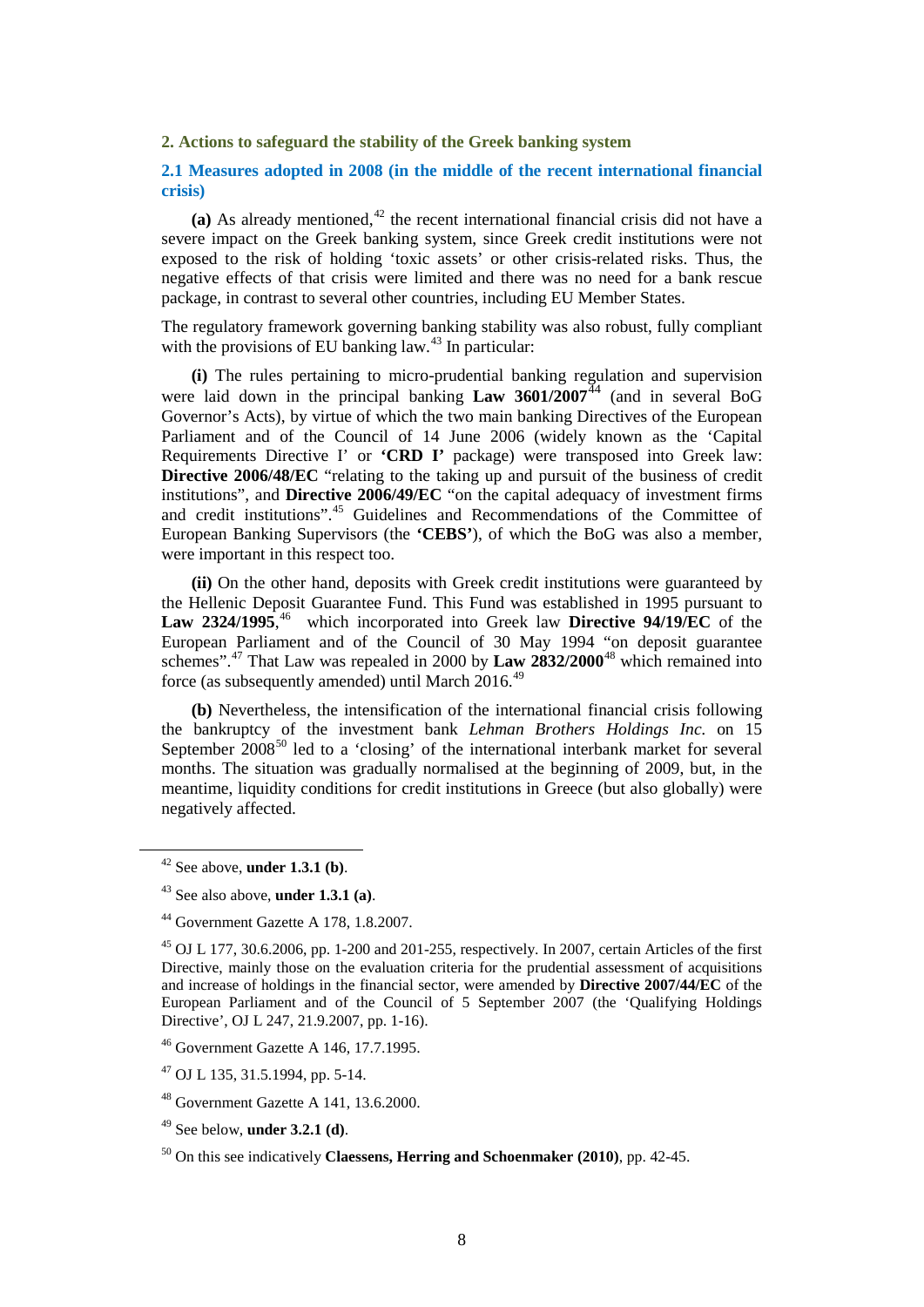## 2. Actions to safeguard the stability of the Greek banking system

### 2.1 Measures adopted in 2008 (in the middle of the recent international financial crisis)

**(a)** As already mentioned,[42] the recent international financial crisis did not have a severe impact on the Greek banking system, since Greek credit institutions were not exposed to the risk of holding 'toxic assets' or other crisis-related risks. Thus, the negative effects of that crisis were limited and there was no need for a bank rescue package, in contrast to several other countries, including EU Member States.

The regulatory framework governing banking stability was also robust, fully compliant with the provisions of EU banking law.[43] In particular:

**(i)** The rules pertaining to micro-prudential banking regulation and supervision were laid down in the principal banking **Law 3601/2007**[44] (and in several BoG Governor's Acts), by virtue of which the two main banking Directives of the European Parliament and of the Council of 14 June 2006 (widely known as the 'Capital Requirements Directive I' or **'CRD I'** package) were transposed into Greek law: **Directive 2006/48/EC** "relating to the taking up and pursuit of the business of credit institutions", and **Directive 2006/49/EC** "on the capital adequacy of investment firms and credit institutions".[45] Guidelines and Recommendations of the Committee of European Banking Supervisors (the **'CEBS'**), of which the BoG was also a member, were important in this respect too.

**(ii)** On the other hand, deposits with Greek credit institutions were guaranteed by the Hellenic Deposit Guarantee Fund. This Fund was established in 1995 pursuant to **Law 2324/1995**,[46] which incorporated into Greek law **Directive 94/19/EC** of the European Parliament and of the Council of 30 May 1994 "on deposit guarantee schemes".[47] That Law was repealed in 2000 by **Law 2832/2000**[48] which remained into force (as subsequently amended) until March 2016.[49]

**(b)** Nevertheless, the intensification of the international financial crisis following the bankruptcy of the investment bank *Lehman Brothers Holdings Inc.* on 15 September 2008[50] led to a 'closing' of the international interbank market for several months. The situation was gradually normalised at the beginning of 2009, but, in the meantime, liquidity conditions for credit institutions in Greece (but also globally) were negatively affected.

---

[42] See above, **under 1.3.1 (b)**.

[43] See also above, **under 1.3.1 (a)**.

[44] Government Gazette A 178, 1.8.2007.

[45] OJ L 177, 30.6.2006, pp. 1-200 and 201-255, respectively. In 2007, certain Articles of the first Directive, mainly those on the evaluation criteria for the prudential assessment of acquisitions and increase of holdings in the financial sector, were amended by **Directive 2007/44/EC** of the European Parliament and of the Council of 5 September 2007 (the 'Qualifying Holdings Directive', OJ L 247, 21.9.2007, pp. 1-16).

[46] Government Gazette A 146, 17.7.1995.

[47] OJ L 135, 31.5.1994, pp. 5-14.

[48] Government Gazette A 141, 13.6.2000.

[49] See below, **under 3.2.1 (d)**.

[50] On this see indicatively **Claessens, Herring and Schoenmaker (2010)**, pp. 42-45.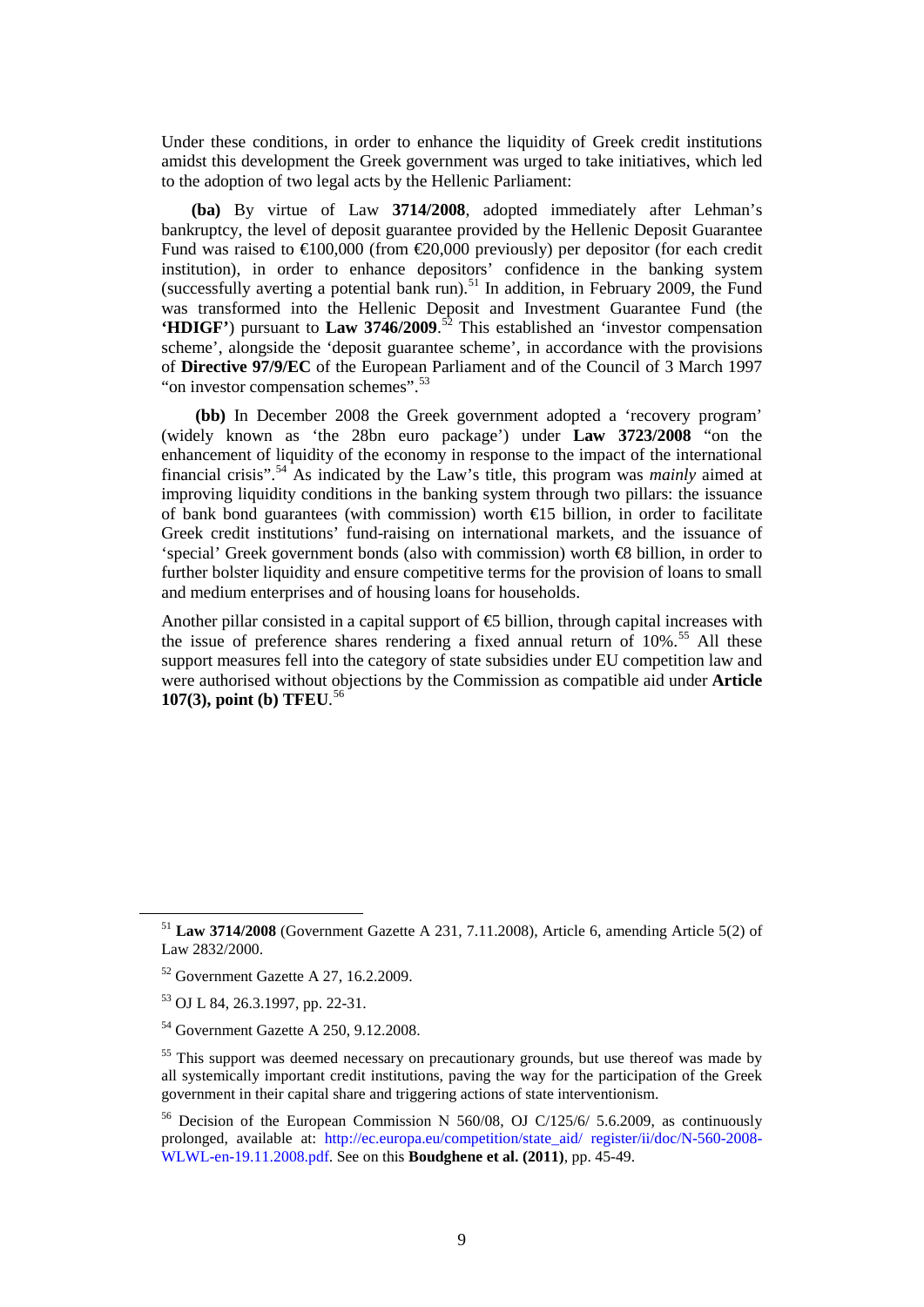Under these conditions, in order to enhance the liquidity of Greek credit institutions amidst this development the Greek government was urged to take initiatives, which led to the adoption of two legal acts by the Hellenic Parliament:

**(ba)** By virtue of Law **3714/2008**, adopted immediately after Lehman's bankruptcy, the level of deposit guarantee provided by the Hellenic Deposit Guarantee Fund was raised to €100,000 (from €20,000 previously) per depositor (for each credit institution), in order to enhance depositors' confidence in the banking system (successfully averting a potential bank run).[51] In addition, in February 2009, the Fund was transformed into the Hellenic Deposit and Investment Guarantee Fund (the **'HDIGF'**) pursuant to **Law 3746/2009**.[52] This established an 'investor compensation scheme', alongside the 'deposit guarantee scheme', in accordance with the provisions of **Directive 97/9/EC** of the European Parliament and of the Council of 3 March 1997 "on investor compensation schemes".[53]

**(bb)** In December 2008 the Greek government adopted a 'recovery program' (widely known as 'the 28bn euro package') under **Law 3723/2008** "on the enhancement of liquidity of the economy in response to the impact of the international financial crisis".[54] As indicated by the Law's title, this program was *mainly* aimed at improving liquidity conditions in the banking system through two pillars: the issuance of bank bond guarantees (with commission) worth €15 billion, in order to facilitate Greek credit institutions' fund-raising on international markets, and the issuance of 'special' Greek government bonds (also with commission) worth €8 billion, in order to further bolster liquidity and ensure competitive terms for the provision of loans to small and medium enterprises and of housing loans for households.

Another pillar consisted in a capital support of €5 billion, through capital increases with the issue of preference shares rendering a fixed annual return of 10%.[55] All these support measures fell into the category of state subsidies under EU competition law and were authorised without objections by the Commission as compatible aid under **Article 107(3), point (b) TFEU**.[56]

---

[51] **Law 3714/2008** (Government Gazette A 231, 7.11.2008), Article 6, amending Article 5(2) of Law 2832/2000.

[52] Government Gazette A 27, 16.2.2009.

[53] OJ L 84, 26.3.1997, pp. 22-31.

[54] Government Gazette A 250, 9.12.2008.

[55] This support was deemed necessary on precautionary grounds, but use thereof was made by all systemically important credit institutions, paving the way for the participation of the Greek government in their capital share and triggering actions of state interventionism.

[56] Decision of the European Commission N 560/08, OJ C/125/6/ 5.6.2009, as continuously prolonged, available at: http://ec.europa.eu/competition/state_aid/ register/ii/doc/N-560-2008-WLWL-en-19.11.2008.pdf. See on this **Boudghene et al. (2011)**, pp. 45-49.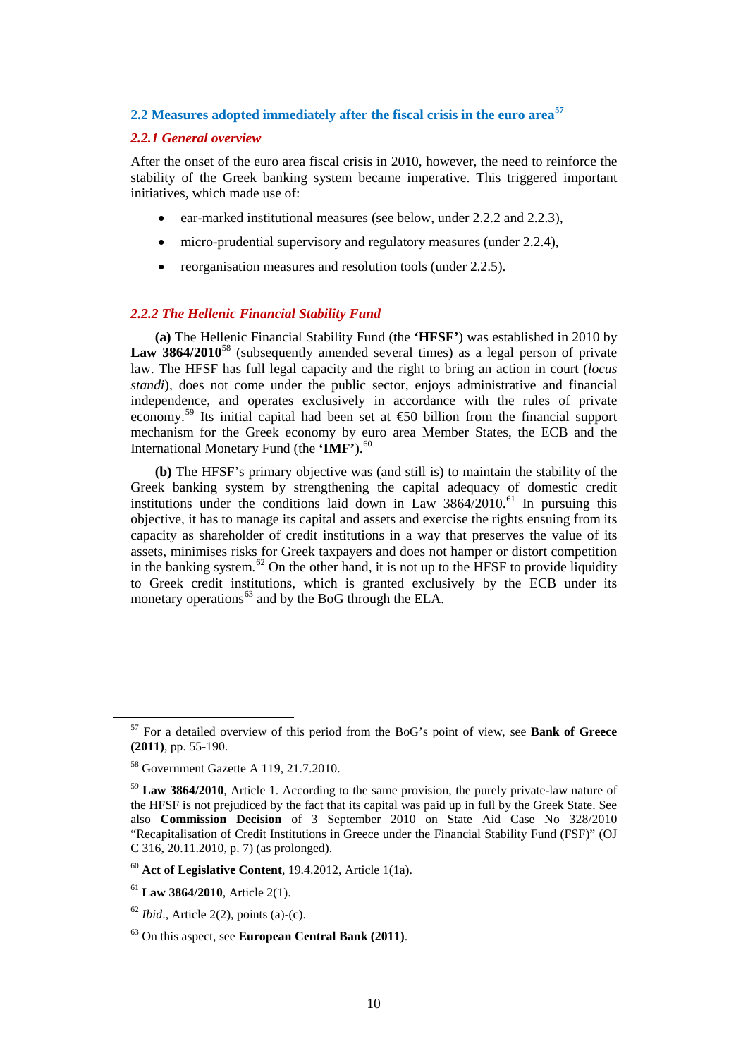## 2.2 Measures adopted immediately after the fiscal crisis in the euro area[57]

### *2.2.1 General overview*

After the onset of the euro area fiscal crisis in 2010, however, the need to reinforce the stability of the Greek banking system became imperative. This triggered important initiatives, which made use of:

- ear-marked institutional measures (see below, under 2.2.2 and 2.2.3),
- micro-prudential supervisory and regulatory measures (under 2.2.4),
- reorganisation measures and resolution tools (under 2.2.5).

### *2.2.2 The Hellenic Financial Stability Fund*

**(a)** The Hellenic Financial Stability Fund (the **'HFSF'**) was established in 2010 by **Law 3864/2010**[58] (subsequently amended several times) as a legal person of private law. The HFSF has full legal capacity and the right to bring an action in court (*locus standi*), does not come under the public sector, enjoys administrative and financial independence, and operates exclusively in accordance with the rules of private economy.[59] Its initial capital had been set at €50 billion from the financial support mechanism for the Greek economy by euro area Member States, the ECB and the International Monetary Fund (the **'IMF'**).[60]

**(b)** The HFSF's primary objective was (and still is) to maintain the stability of the Greek banking system by strengthening the capital adequacy of domestic credit institutions under the conditions laid down in Law 3864/2010.[61] In pursuing this objective, it has to manage its capital and assets and exercise the rights ensuing from its capacity as shareholder of credit institutions in a way that preserves the value of its assets, minimises risks for Greek taxpayers and does not hamper or distort competition in the banking system.[62] On the other hand, it is not up to the HFSF to provide liquidity to Greek credit institutions, which is granted exclusively by the ECB under its monetary operations[63] and by the BoG through the ELA.

---

[57] For a detailed overview of this period from the BoG's point of view, see **Bank of Greece (2011)**, pp. 55-190.

[58] Government Gazette A 119, 21.7.2010.

[59] **Law 3864/2010**, Article 1. According to the same provision, the purely private-law nature of the HFSF is not prejudiced by the fact that its capital was paid up in full by the Greek State. See also **Commission Decision** of 3 September 2010 on State Aid Case No 328/2010 "Recapitalisation of Credit Institutions in Greece under the Financial Stability Fund (FSF)" (OJ C 316, 20.11.2010, p. 7) (as prolonged).

[60] **Act of Legislative Content**, 19.4.2012, Article 1(1a).

[61] **Law 3864/2010**, Article 2(1).

[62] *Ibid*., Article 2(2), points (a)-(c).

[63] On this aspect, see **European Central Bank (2011)**.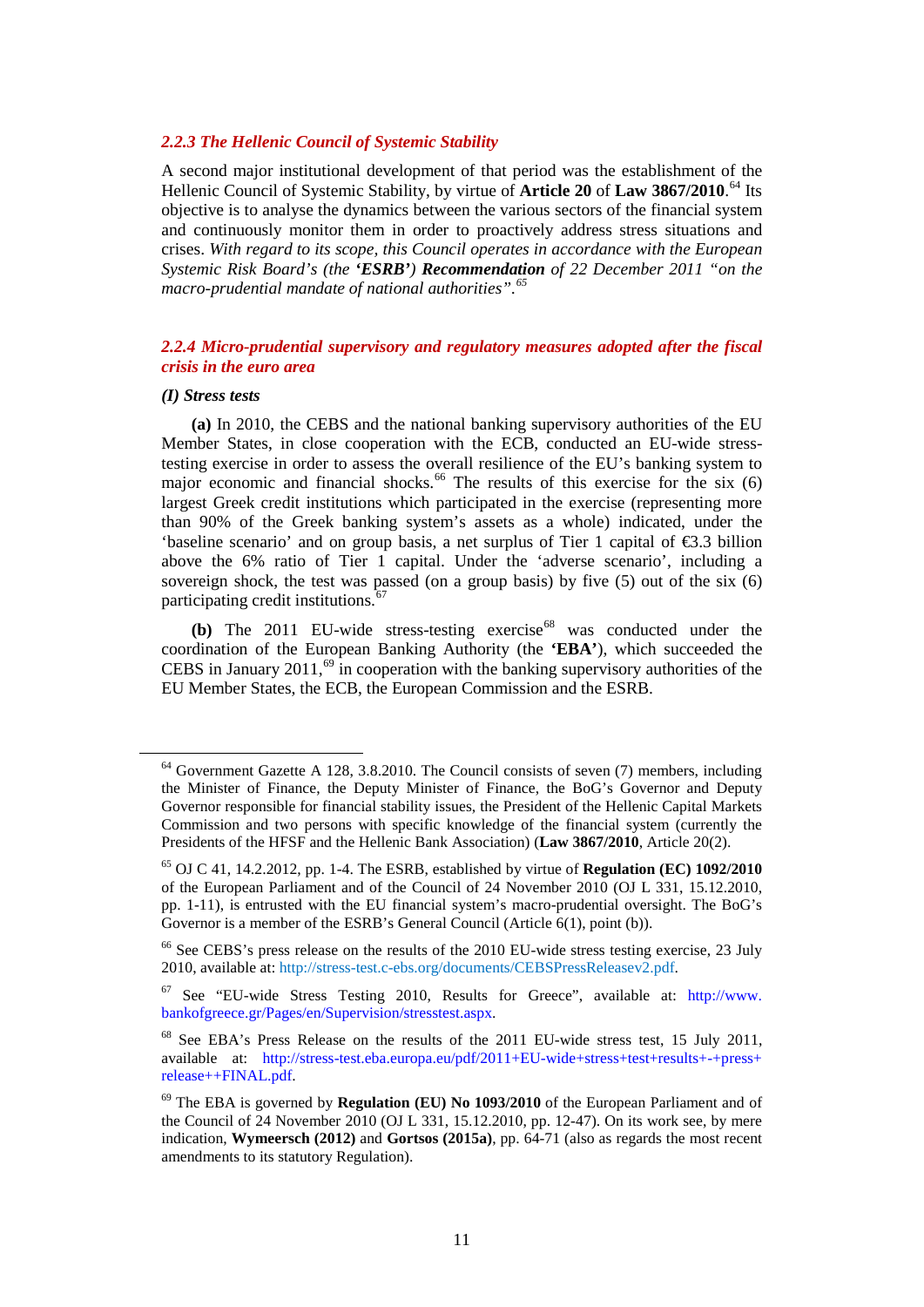### *2.2.3 The Hellenic Council of Systemic Stability*

A second major institutional development of that period was the establishment of the Hellenic Council of Systemic Stability, by virtue of **Article 20** of **Law 3867/2010**.[64] Its objective is to analyse the dynamics between the various sectors of the financial system and continuously monitor them in order to proactively address stress situations and crises. *With regard to its scope, this Council operates in accordance with the European Systemic Risk Board's (the **'ESRB'**) **Recommendation** of 22 December 2011 "on the macro-prudential mandate of national authorities".*[65]

### *2.2.4 Micro-prudential supervisory and regulatory measures adopted after the fiscal crisis in the euro area*

***(I) Stress tests***

**(a)** In 2010, the CEBS and the national banking supervisory authorities of the EU Member States, in close cooperation with the ECB, conducted an EU-wide stress-testing exercise in order to assess the overall resilience of the EU's banking system to major economic and financial shocks.[66] The results of this exercise for the six (6) largest Greek credit institutions which participated in the exercise (representing more than 90% of the Greek banking system's assets as a whole) indicated, under the 'baseline scenario' and on group basis, a net surplus of Tier 1 capital of €3.3 billion above the 6% ratio of Tier 1 capital. Under the 'adverse scenario', including a sovereign shock, the test was passed (on a group basis) by five (5) out of the six (6) participating credit institutions.[67]

**(b)** The 2011 EU-wide stress-testing exercise[68] was conducted under the coordination of the European Banking Authority (the **'EBA'**), which succeeded the CEBS in January 2011,[69] in cooperation with the banking supervisory authorities of the EU Member States, the ECB, the European Commission and the ESRB.

---

[64] Government Gazette A 128, 3.8.2010. The Council consists of seven (7) members, including the Minister of Finance, the Deputy Minister of Finance, the BoG's Governor and Deputy Governor responsible for financial stability issues, the President of the Hellenic Capital Markets Commission and two persons with specific knowledge of the financial system (currently the Presidents of the HFSF and the Hellenic Bank Association) (**Law 3867/2010**, Article 20(2).

[65] OJ C 41, 14.2.2012, pp. 1-4. The ESRB, established by virtue of **Regulation (EC) 1092/2010** of the European Parliament and of the Council of 24 November 2010 (OJ L 331, 15.12.2010, pp. 1-11), is entrusted with the EU financial system's macro-prudential oversight. The BoG's Governor is a member of the ESRB's General Council (Article 6(1), point (b)).

[66] See CEBS's press release on the results of the 2010 EU-wide stress testing exercise, 23 July 2010, available at: http://stress-test.c-ebs.org/documents/CEBSPressReleasev2.pdf.

[67] See "EU-wide Stress Testing 2010, Results for Greece", available at: http://www.bankofgreece.gr/Pages/en/Supervision/stresstest.aspx.

[68] See EBA's Press Release on the results of the 2011 EU-wide stress test, 15 July 2011, available at: http://stress-test.eba.europa.eu/pdf/2011+EU-wide+stress+test+results+-+press+release++FINAL.pdf.

[69] The EBA is governed by **Regulation (EU) No 1093/2010** of the European Parliament and of the Council of 24 November 2010 (OJ L 331, 15.12.2010, pp. 12-47). On its work see, by mere indication, **Wymeersch (2012)** and **Gortsos (2015a)**, pp. 64-71 (also as regards the most recent amendments to its statutory Regulation).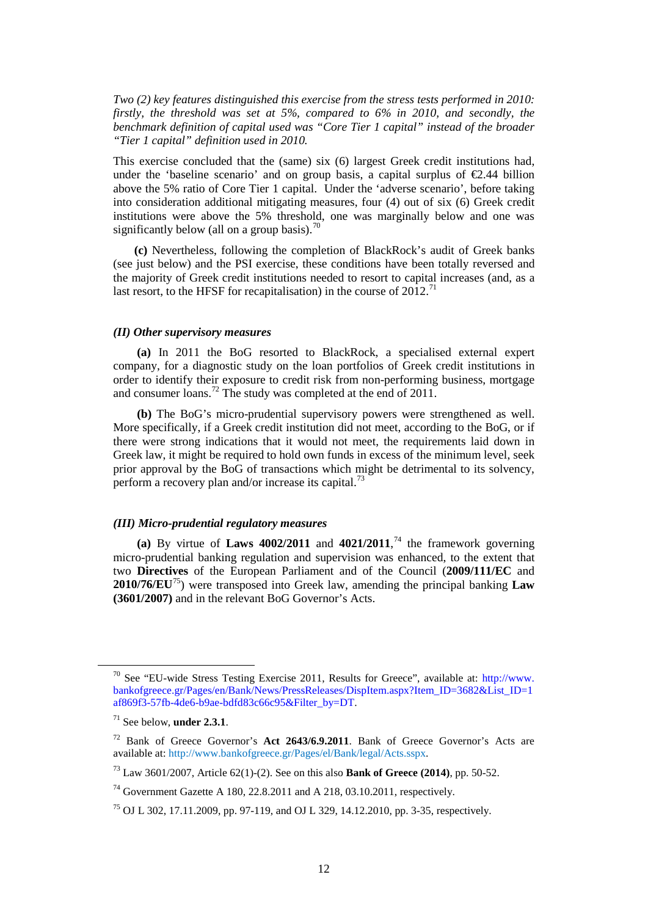*Two (2) key features distinguished this exercise from the stress tests performed in 2010: firstly, the threshold was set at 5%, compared to 6% in 2010, and secondly, the benchmark definition of capital used was "Core Tier 1 capital" instead of the broader "Tier 1 capital" definition used in 2010.*

This exercise concluded that the (same) six (6) largest Greek credit institutions had, under the 'baseline scenario' and on group basis, a capital surplus of €2.44 billion above the 5% ratio of Core Tier 1 capital. Under the 'adverse scenario', before taking into consideration additional mitigating measures, four (4) out of six (6) Greek credit institutions were above the 5% threshold, one was marginally below and one was significantly below (all on a group basis).[70]

**(c)** Nevertheless, following the completion of BlackRock's audit of Greek banks (see just below) and the PSI exercise, these conditions have been totally reversed and the majority of Greek credit institutions needed to resort to capital increases (and, as a last resort, to the HFSF for recapitalisation) in the course of 2012.[71]

#### *(II) Other supervisory measures*

**(a)** In 2011 the BoG resorted to BlackRock, a specialised external expert company, for a diagnostic study on the loan portfolios of Greek credit institutions in order to identify their exposure to credit risk from non-performing business, mortgage and consumer loans.[72] The study was completed at the end of 2011.

**(b)** The BoG's micro-prudential supervisory powers were strengthened as well. More specifically, if a Greek credit institution did not meet, according to the BoG, or if there were strong indications that it would not meet, the requirements laid down in Greek law, it might be required to hold own funds in excess of the minimum level, seek prior approval by the BoG of transactions which might be detrimental to its solvency, perform a recovery plan and/or increase its capital.[73]

#### *(III) Micro-prudential regulatory measures*

**(a)** By virtue of **Laws 4002/2011** and **4021/2011**,[74] the framework governing micro-prudential banking regulation and supervision was enhanced, to the extent that two **Directives** of the European Parliament and of the Council (**2009/111/EC** and **2010/76/EU**[75]) were transposed into Greek law, amending the principal banking **Law (3601/2007)** and in the relevant BoG Governor's Acts.

---

[70] See "EU-wide Stress Testing Exercise 2011, Results for Greece", available at: http://www.bankofgreece.gr/Pages/en/Bank/News/PressReleases/DispItem.aspx?Item_ID=3682&List_ID=1af869f3-57fb-4de6-b9ae-bdfd83c66c95&Filter_by=DT.

[71] See below, **under 2.3.1**.

[72] Bank of Greece Governor's **Act 2643/6.9.2011**. Bank of Greece Governor's Acts are available at: http://www.bankofgreece.gr/Pages/el/Bank/legal/Acts.sspx.

[73] Law 3601/2007, Article 62(1)-(2). See on this also **Bank of Greece (2014)**, pp. 50-52.

[74] Government Gazette A 180, 22.8.2011 and A 218, 03.10.2011, respectively.

[75] OJ L 302, 17.11.2009, pp. 97-119, and OJ L 329, 14.12.2010, pp. 3-35, respectively.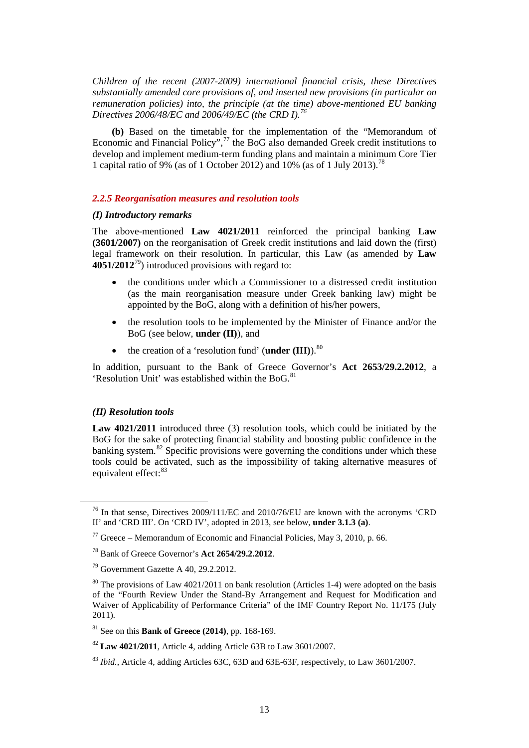*Children of the recent (2007-2009) international financial crisis, these Directives substantially amended core provisions of, and inserted new provisions (in particular on remuneration policies) into, the principle (at the time) above-mentioned EU banking Directives 2006/48/EC and 2006/49/EC (the CRD I).*[76]

**(b)** Based on the timetable for the implementation of the "Memorandum of Economic and Financial Policy",[77] the BoG also demanded Greek credit institutions to develop and implement medium-term funding plans and maintain a minimum Core Tier 1 capital ratio of 9% (as of 1 October 2012) and 10% (as of 1 July 2013).[78]

### *2.2.5 Reorganisation measures and resolution tools*

#### *(I) Introductory remarks*

The above-mentioned **Law 4021/2011** reinforced the principal banking **Law (3601/2007)** on the reorganisation of Greek credit institutions and laid down the (first) legal framework on their resolution. In particular, this Law (as amended by **Law 4051/2012**[79]) introduced provisions with regard to:

- the conditions under which a Commissioner to a distressed credit institution (as the main reorganisation measure under Greek banking law) might be appointed by the BoG, along with a definition of his/her powers,
- the resolution tools to be implemented by the Minister of Finance and/or the BoG (see below, **under (II)**), and
- the creation of a 'resolution fund' (**under (III)**).[80]

In addition, pursuant to the Bank of Greece Governor's **Act 2653/29.2.2012**, a 'Resolution Unit' was established within the BoG.[81]

#### *(II) Resolution tools*

**Law 4021/2011** introduced three (3) resolution tools, which could be initiated by the BoG for the sake of protecting financial stability and boosting public confidence in the banking system.[82] Specific provisions were governing the conditions under which these tools could be activated, such as the impossibility of taking alternative measures of equivalent effect:[83]

---

[76] In that sense, Directives 2009/111/EC and 2010/76/EU are known with the acronyms 'CRD II' and 'CRD III'. On 'CRD IV', adopted in 2013, see below, **under 3.1.3 (a)**.

[77] Greece – Memorandum of Economic and Financial Policies, May 3, 2010, p. 66.

[78] Bank of Greece Governor's **Act 2654/29.2.2012**.

[79] Government Gazette A 40, 29.2.2012.

[80] The provisions of Law 4021/2011 on bank resolution (Articles 1-4) were adopted on the basis of the "Fourth Review Under the Stand-By Arrangement and Request for Modification and Waiver of Applicability of Performance Criteria" of the IMF Country Report No. 11/175 (July 2011).

[81] See on this **Bank of Greece (2014)**, pp. 168-169.

[82] **Law 4021/2011**, Article 4, adding Article 63B to Law 3601/2007.

[83] *Ibid.*, Article 4, adding Articles 63C, 63D and 63E-63F, respectively, to Law 3601/2007.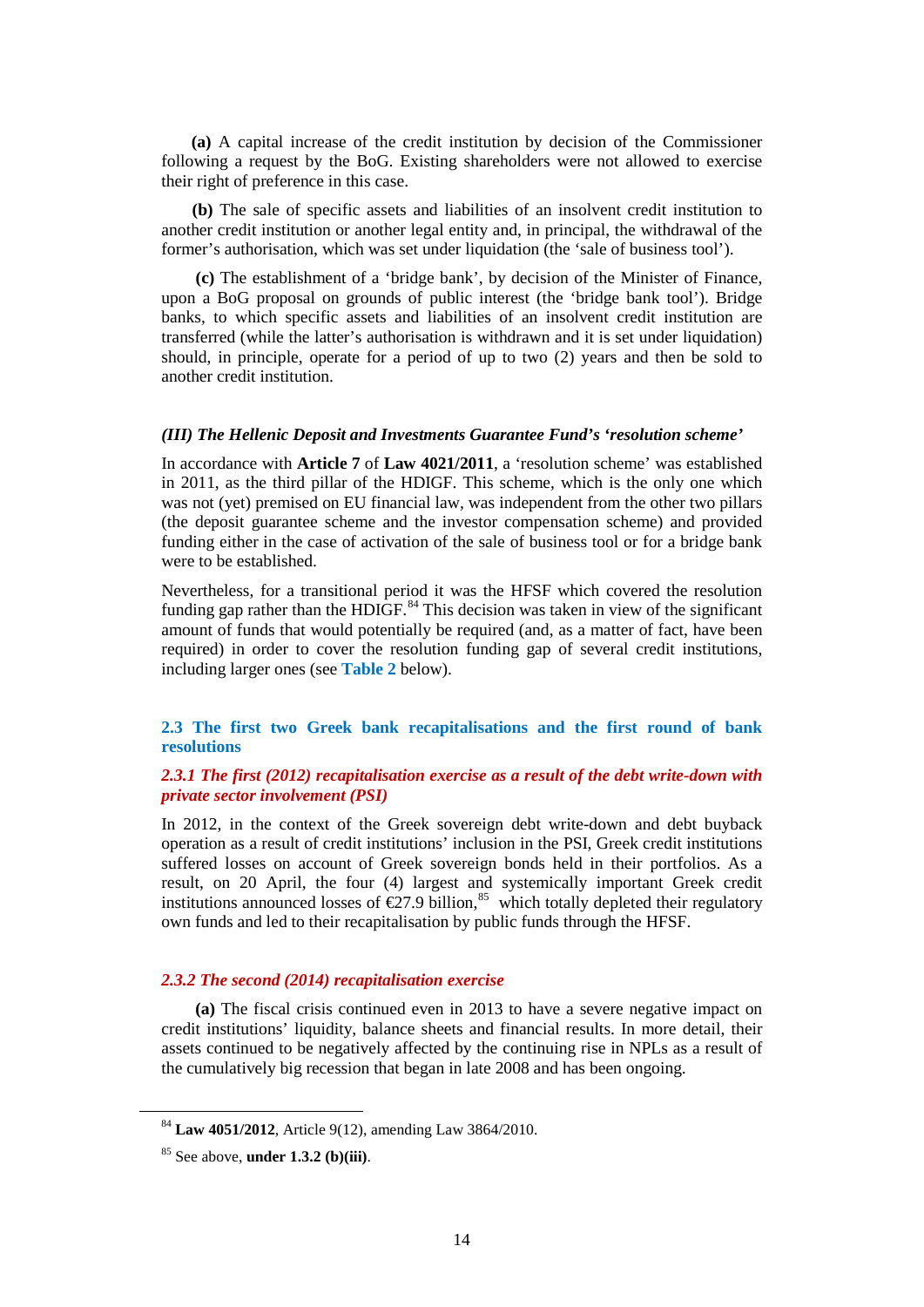**(a)** A capital increase of the credit institution by decision of the Commissioner following a request by the BoG. Existing shareholders were not allowed to exercise their right of preference in this case.

**(b)** The sale of specific assets and liabilities of an insolvent credit institution to another credit institution or another legal entity and, in principal, the withdrawal of the former's authorisation, which was set under liquidation (the 'sale of business tool').

**(c)** The establishment of a 'bridge bank', by decision of the Minister of Finance, upon a BoG proposal on grounds of public interest (the 'bridge bank tool'). Bridge banks, to which specific assets and liabilities of an insolvent credit institution are transferred (while the latter's authorisation is withdrawn and it is set under liquidation) should, in principle, operate for a period of up to two (2) years and then be sold to another credit institution.

***(III) The Hellenic Deposit and Investments Guarantee Fund's 'resolution scheme'***

In accordance with **Article 7** of **Law 4021/2011**, a 'resolution scheme' was established in 2011, as the third pillar of the HDIGF. This scheme, which is the only one which was not (yet) premised on EU financial law, was independent from the other two pillars (the deposit guarantee scheme and the investor compensation scheme) and provided funding either in the case of activation of the sale of business tool or for a bridge bank were to be established.

Nevertheless, for a transitional period it was the HFSF which covered the resolution funding gap rather than the HDIGF.[84] This decision was taken in view of the significant amount of funds that would potentially be required (and, as a matter of fact, have been required) in order to cover the resolution funding gap of several credit institutions, including larger ones (see **Table 2** below).

## 2.3 The first two Greek bank recapitalisations and the first round of bank resolutions

### *2.3.1 The first (2012) recapitalisation exercise as a result of the debt write-down with private sector involvement (PSI)*

In 2012, in the context of the Greek sovereign debt write-down and debt buyback operation as a result of credit institutions' inclusion in the PSI, Greek credit institutions suffered losses on account of Greek sovereign bonds held in their portfolios. As a result, on 20 April, the four (4) largest and systemically important Greek credit institutions announced losses of €27.9 billion,[85] which totally depleted their regulatory own funds and led to their recapitalisation by public funds through the HFSF.

### *2.3.2 The second (2014) recapitalisation exercise*

**(a)** The fiscal crisis continued even in 2013 to have a severe negative impact on credit institutions' liquidity, balance sheets and financial results. In more detail, their assets continued to be negatively affected by the continuing rise in NPLs as a result of the cumulatively big recession that began in late 2008 and has been ongoing.

---

[84] **Law 4051/2012**, Article 9(12), amending Law 3864/2010.

[85] See above, **under 1.3.2 (b)(iii)**.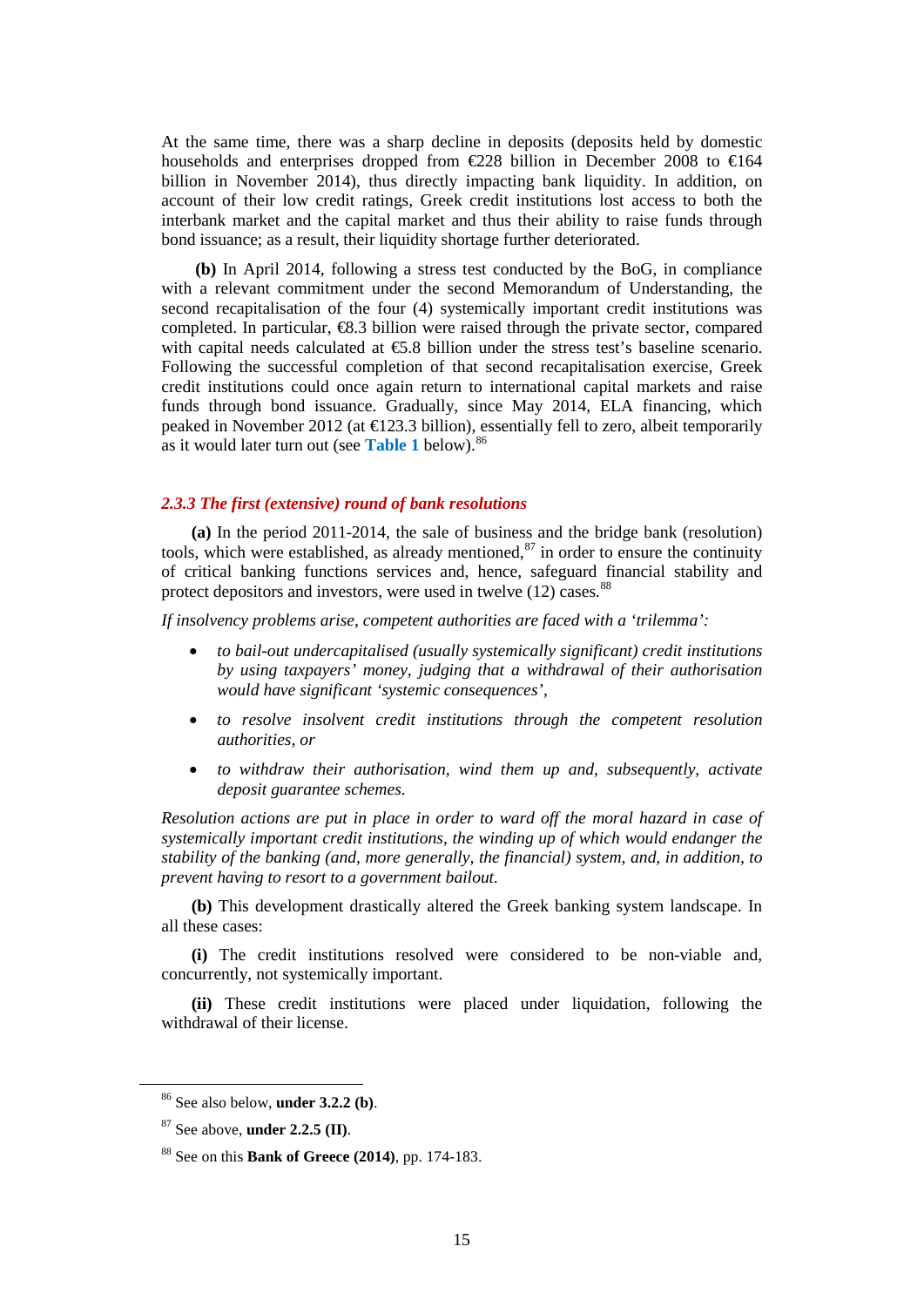At the same time, there was a sharp decline in deposits (deposits held by domestic households and enterprises dropped from €228 billion in December 2008 to €164 billion in November 2014), thus directly impacting bank liquidity. In addition, on account of their low credit ratings, Greek credit institutions lost access to both the interbank market and the capital market and thus their ability to raise funds through bond issuance; as a result, their liquidity shortage further deteriorated.

**(b)** In April 2014, following a stress test conducted by the BoG, in compliance with a relevant commitment under the second Memorandum of Understanding, the second recapitalisation of the four (4) systemically important credit institutions was completed. In particular, €8.3 billion were raised through the private sector, compared with capital needs calculated at €5.8 billion under the stress test's baseline scenario. Following the successful completion of that second recapitalisation exercise, Greek credit institutions could once again return to international capital markets and raise funds through bond issuance. Gradually, since May 2014, ELA financing, which peaked in November 2012 (at €123.3 billion), essentially fell to zero, albeit temporarily as it would later turn out (see **Table 1** below).[86]

### *2.3.3 The first (extensive) round of bank resolutions*

**(a)** In the period 2011-2014, the sale of business and the bridge bank (resolution) tools, which were established, as already mentioned,[87] in order to ensure the continuity of critical banking functions services and, hence, safeguard financial stability and protect depositors and investors, were used in twelve (12) cases.[88]

*If insolvency problems arise, competent authorities are faced with a 'trilemma':*

- *to bail-out undercapitalised (usually systemically significant) credit institutions by using taxpayers' money, judging that a withdrawal of their authorisation would have significant 'systemic consequences',*
- *to resolve insolvent credit institutions through the competent resolution authorities, or*
- *to withdraw their authorisation, wind them up and, subsequently, activate deposit guarantee schemes.*

*Resolution actions are put in place in order to ward off the moral hazard in case of systemically important credit institutions, the winding up of which would endanger the stability of the banking (and, more generally, the financial) system, and, in addition, to prevent having to resort to a government bailout.*

**(b)** This development drastically altered the Greek banking system landscape. In all these cases:

**(i)** The credit institutions resolved were considered to be non-viable and, concurrently, not systemically important.

**(ii)** These credit institutions were placed under liquidation, following the withdrawal of their license.

---

[86] See also below, **under 3.2.2 (b)**.

[87] See above, **under 2.2.5 (II)**.

[88] See on this **Bank of Greece (2014)**, pp. 174-183.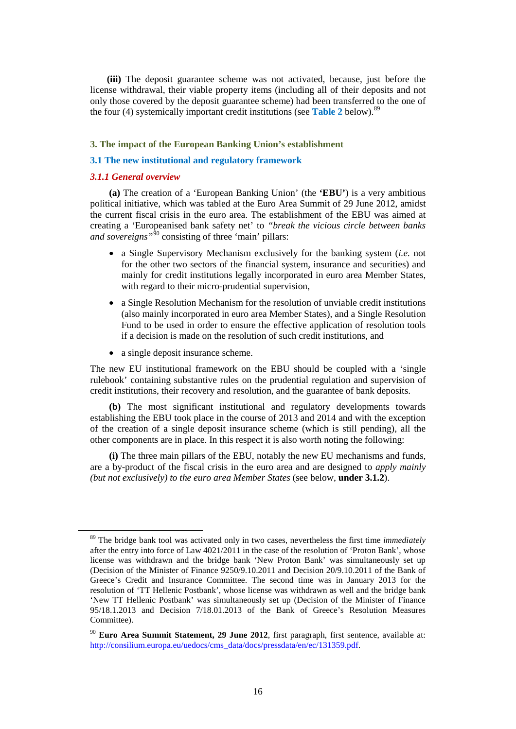**(iii)** The deposit guarantee scheme was not activated, because, just before the license withdrawal, their viable property items (including all of their deposits and not only those covered by the deposit guarantee scheme) had been transferred to the one of the four (4) systemically important credit institutions (see **Table 2** below).[89]

## 3. The impact of the European Banking Union's establishment

### 3.1 The new institutional and regulatory framework

#### *3.1.1 General overview*

**(a)** The creation of a 'European Banking Union' (the **'EBU'**) is a very ambitious political initiative, which was tabled at the Euro Area Summit of 29 June 2012, amidst the current fiscal crisis in the euro area. The establishment of the EBU was aimed at creating a 'Europeanised bank safety net' to *"break the vicious circle between banks and sovereigns"*[90] consisting of three 'main' pillars:

- a Single Supervisory Mechanism exclusively for the banking system (*i.e.* not for the other two sectors of the financial system, insurance and securities) and mainly for credit institutions legally incorporated in euro area Member States, with regard to their micro-prudential supervision,
- a Single Resolution Mechanism for the resolution of unviable credit institutions (also mainly incorporated in euro area Member States), and a Single Resolution Fund to be used in order to ensure the effective application of resolution tools if a decision is made on the resolution of such credit institutions, and
- a single deposit insurance scheme.

The new EU institutional framework on the EBU should be coupled with a 'single rulebook' containing substantive rules on the prudential regulation and supervision of credit institutions, their recovery and resolution, and the guarantee of bank deposits.

**(b)** The most significant institutional and regulatory developments towards establishing the EBU took place in the course of 2013 and 2014 and with the exception of the creation of a single deposit insurance scheme (which is still pending), all the other components are in place. In this respect it is also worth noting the following:

**(i)** The three main pillars of the EBU, notably the new EU mechanisms and funds, are a by-product of the fiscal crisis in the euro area and are designed to *apply mainly (but not exclusively) to the euro area Member States* (see below, **under 3.1.2**).

---

[89] The bridge bank tool was activated only in two cases, nevertheless the first time *immediately* after the entry into force of Law 4021/2011 in the case of the resolution of 'Proton Bank', whose license was withdrawn and the bridge bank 'New Proton Bank' was simultaneously set up (Decision of the Minister of Finance 9250/9.10.2011 and Decision 20/9.10.2011 of the Bank of Greece's Credit and Insurance Committee. The second time was in January 2013 for the resolution of 'TT Hellenic Postbank', whose license was withdrawn as well and the bridge bank 'New TT Hellenic Postbank' was simultaneously set up (Decision of the Minister of Finance 95/18.1.2013 and Decision 7/18.01.2013 of the Bank of Greece's Resolution Measures Committee).

[90] **Euro Area Summit Statement, 29 June 2012**, first paragraph, first sentence, available at: http://consilium.europa.eu/uedocs/cms_data/docs/pressdata/en/ec/131359.pdf.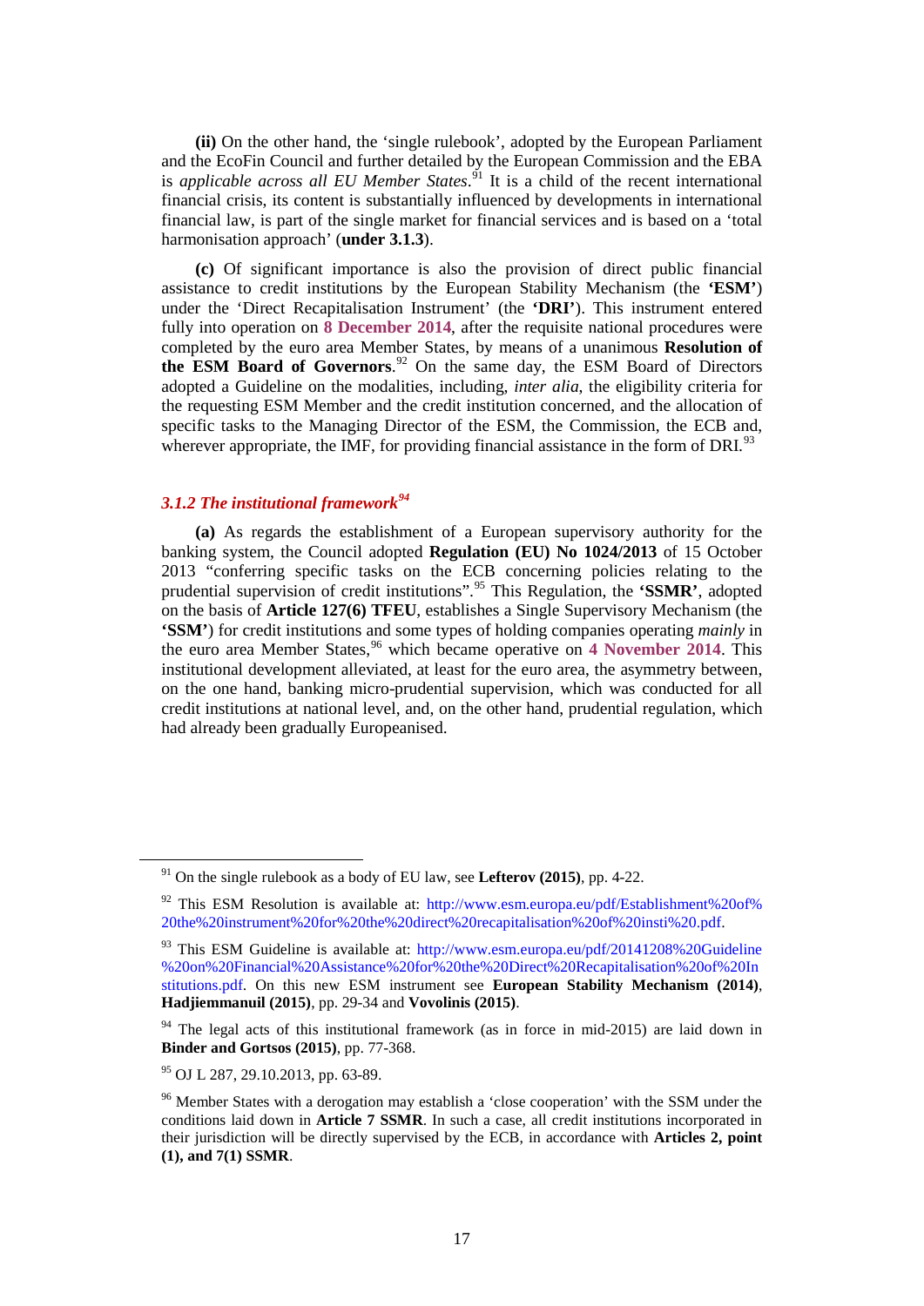**(ii)** On the other hand, the 'single rulebook', adopted by the European Parliament and the EcoFin Council and further detailed by the European Commission and the EBA is *applicable across all EU Member States*.[91] It is a child of the recent international financial crisis, its content is substantially influenced by developments in international financial law, is part of the single market for financial services and is based on a 'total harmonisation approach' (**under 3.1.3**).

**(c)** Of significant importance is also the provision of direct public financial assistance to credit institutions by the European Stability Mechanism (the **'ESM'**) under the 'Direct Recapitalisation Instrument' (the **'DRI'**). This instrument entered fully into operation on **8 December 2014**, after the requisite national procedures were completed by the euro area Member States, by means of a unanimous **Resolution of the ESM Board of Governors**.[92] On the same day, the ESM Board of Directors adopted a Guideline on the modalities, including, *inter alia*, the eligibility criteria for the requesting ESM Member and the credit institution concerned, and the allocation of specific tasks to the Managing Director of the ESM, the Commission, the ECB and, wherever appropriate, the IMF, for providing financial assistance in the form of DRI.[93]

### *3.1.2 The institutional framework*[94]

**(a)** As regards the establishment of a European supervisory authority for the banking system, the Council adopted **Regulation (EU) No 1024/2013** of 15 October 2013 "conferring specific tasks on the ECB concerning policies relating to the prudential supervision of credit institutions".[95] This Regulation, the **'SSMR'**, adopted on the basis of **Article 127(6) TFEU**, establishes a Single Supervisory Mechanism (the **'SSM'**) for credit institutions and some types of holding companies operating *mainly* in the euro area Member States,[96] which became operative on **4 November 2014**. This institutional development alleviated, at least for the euro area, the asymmetry between, on the one hand, banking micro-prudential supervision, which was conducted for all credit institutions at national level, and, on the other hand, prudential regulation, which had already been gradually Europeanised.

---

[91] On the single rulebook as a body of EU law, see **Lefterov (2015)**, pp. 4-22.

[92] This ESM Resolution is available at: http://www.esm.europa.eu/pdf/Establishment%20of%20the%20instrument%20for%20the%20direct%20recapitalisation%20of%20insti%20.pdf.

[93] This ESM Guideline is available at: http://www.esm.europa.eu/pdf/20141208%20Guideline%20on%20Financial%20Assistance%20for%20the%20Direct%20Recapitalisation%20of%20Institutions.pdf. On this new ESM instrument see **European Stability Mechanism (2014)**, **Hadjiemmanuil (2015)**, pp. 29-34 and **Vovolinis (2015)**.

[94] The legal acts of this institutional framework (as in force in mid-2015) are laid down in **Binder and Gortsos (2015)**, pp. 77-368.

[95] OJ L 287, 29.10.2013, pp. 63-89.

[96] Member States with a derogation may establish a 'close cooperation' with the SSM under the conditions laid down in **Article 7 SSMR**. In such a case, all credit institutions incorporated in their jurisdiction will be directly supervised by the ECB, in accordance with **Articles 2, point (1), and 7(1) SSMR**.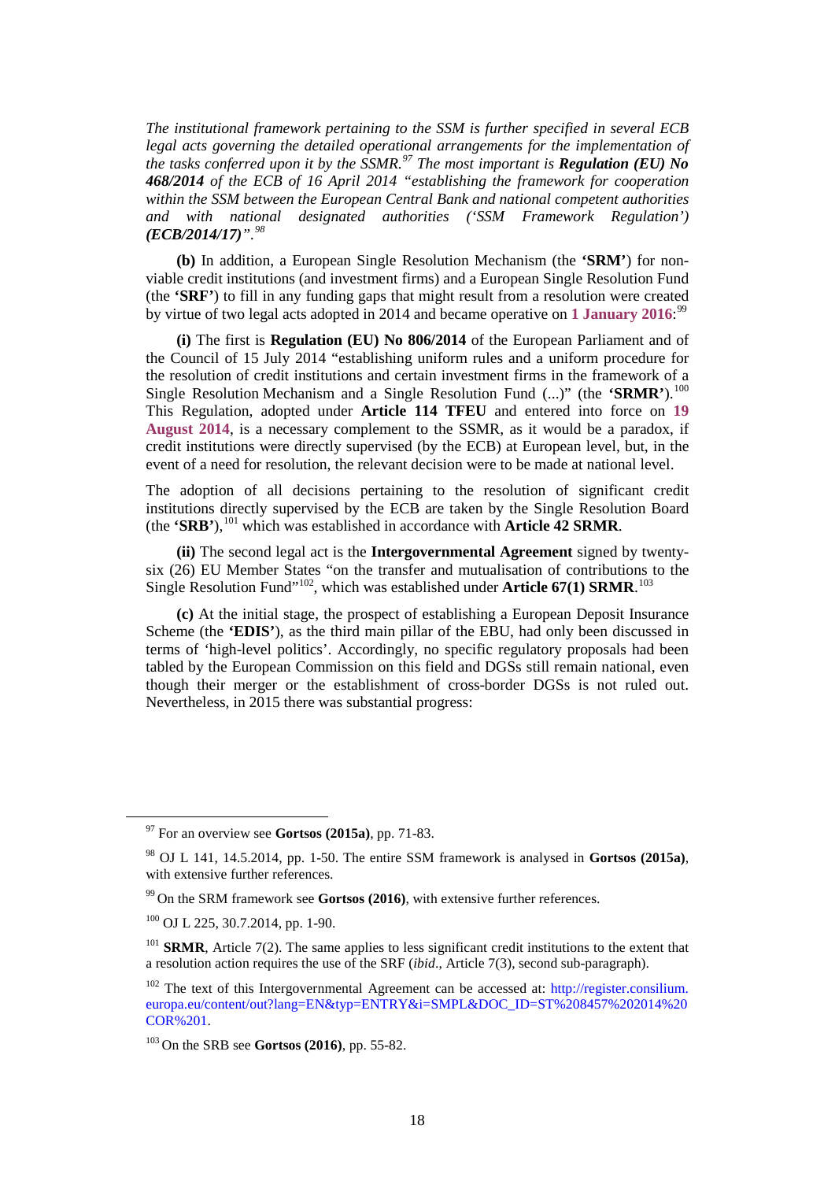*The institutional framework pertaining to the SSM is further specified in several ECB legal acts governing the detailed operational arrangements for the implementation of the tasks conferred upon it by the SSMR.*[97] *The most important is* ***Regulation (EU) No 468/2014*** *of the ECB of 16 April 2014 "establishing the framework for cooperation within the SSM between the European Central Bank and national competent authorities and with national designated authorities ('SSM Framework Regulation')* ***(ECB/2014/17)****".*[98]

**(b)** In addition, a European Single Resolution Mechanism (the **'SRM'**) for non-viable credit institutions (and investment firms) and a European Single Resolution Fund (the **'SRF'**) to fill in any funding gaps that might result from a resolution were created by virtue of two legal acts adopted in 2014 and became operative on **1 January 2016**:[99]

**(i)** The first is **Regulation (EU) No 806/2014** of the European Parliament and of the Council of 15 July 2014 "establishing uniform rules and a uniform procedure for the resolution of credit institutions and certain investment firms in the framework of a Single Resolution Mechanism and a Single Resolution Fund (...)" (the **'SRMR'**).[100] This Regulation, adopted under **Article 114 TFEU** and entered into force on **19 August 2014**, is a necessary complement to the SSMR, as it would be a paradox, if credit institutions were directly supervised (by the ECB) at European level, but, in the event of a need for resolution, the relevant decision were to be made at national level.

The adoption of all decisions pertaining to the resolution of significant credit institutions directly supervised by the ECB are taken by the Single Resolution Board (the **'SRB'**),[101] which was established in accordance with **Article 42 SRMR**.

**(ii)** The second legal act is the **Intergovernmental Agreement** signed by twenty-six (26) EU Member States "on the transfer and mutualisation of contributions to the Single Resolution Fund"[102], which was established under **Article 67(1) SRMR**.[103]

**(c)** At the initial stage, the prospect of establishing a European Deposit Insurance Scheme (the **'EDIS'**), as the third main pillar of the EBU, had only been discussed in terms of 'high-level politics'. Accordingly, no specific regulatory proposals had been tabled by the European Commission on this field and DGSs still remain national, even though their merger or the establishment of cross-border DGSs is not ruled out. Nevertheless, in 2015 there was substantial progress:

---

[97] For an overview see **Gortsos (2015a)**, pp. 71-83.

[98] OJ L 141, 14.5.2014, pp. 1-50. The entire SSM framework is analysed in **Gortsos (2015a)**, with extensive further references.

[99] On the SRM framework see **Gortsos (2016)**, with extensive further references.

[100] OJ L 225, 30.7.2014, pp. 1-90.

[101] **SRMR**, Article 7(2). The same applies to less significant credit institutions to the extent that a resolution action requires the use of the SRF (*ibid*., Article 7(3), second sub-paragraph).

[102] The text of this Intergovernmental Agreement can be accessed at: http://register.consilium.europa.eu/content/out?lang=EN&typ=ENTRY&i=SMPL&DOC_ID=ST%208457%202014%20COR%201.

[103] On the SRB see **Gortsos (2016)**, pp. 55-82.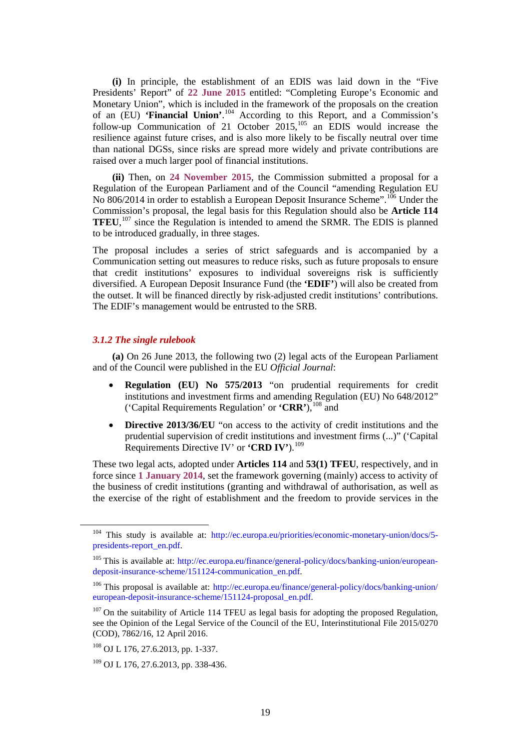**(i)** In principle, the establishment of an EDIS was laid down in the "Five Presidents' Report" of **22 June 2015** entitled: "Completing Europe's Economic and Monetary Union", which is included in the framework of the proposals on the creation of an (EU) **'Financial Union'**.[104] According to this Report, and a Commission's follow-up Communication of 21 October 2015,[105] an EDIS would increase the resilience against future crises, and is also more likely to be fiscally neutral over time than national DGSs, since risks are spread more widely and private contributions are raised over a much larger pool of financial institutions.

**(ii)** Then, on **24 November 2015**, the Commission submitted a proposal for a Regulation of the European Parliament and of the Council "amending Regulation EU No 806/2014 in order to establish a European Deposit Insurance Scheme".[106] Under the Commission's proposal, the legal basis for this Regulation should also be **Article 114 TFEU**,[107] since the Regulation is intended to amend the SRMR. The EDIS is planned to be introduced gradually, in three stages.

The proposal includes a series of strict safeguards and is accompanied by a Communication setting out measures to reduce risks, such as future proposals to ensure that credit institutions' exposures to individual sovereigns risk is sufficiently diversified. A European Deposit Insurance Fund (the **'EDIF'**) will also be created from the outset. It will be financed directly by risk-adjusted credit institutions' contributions. The EDIF's management would be entrusted to the SRB.

### *3.1.2 The single rulebook*

**(a)** On 26 June 2013, the following two (2) legal acts of the European Parliament and of the Council were published in the EU *Official Journal*:

- **Regulation (EU) No 575/2013** "on prudential requirements for credit institutions and investment firms and amending Regulation (EU) No 648/2012" ('Capital Requirements Regulation' or **'CRR'**),[108] and
- **Directive 2013/36/EU** "on access to the activity of credit institutions and the prudential supervision of credit institutions and investment firms (...)" ('Capital Requirements Directive IV' or **'CRD IV'**).[109]

These two legal acts, adopted under **Articles 114** and **53(1) TFEU**, respectively, and in force since **1 January 2014**, set the framework governing (mainly) access to activity of the business of credit institutions (granting and withdrawal of authorisation, as well as the exercise of the right of establishment and the freedom to provide services in the

---

[104] This study is available at: http://ec.europa.eu/priorities/economic-monetary-union/docs/5-presidents-report_en.pdf.

[105] This is available at: http://ec.europa.eu/finance/general-policy/docs/banking-union/european-deposit-insurance-scheme/151124-communication_en.pdf.

[106] This proposal is available at: http://ec.europa.eu/finance/general-policy/docs/banking-union/european-deposit-insurance-scheme/151124-proposal_en.pdf.

[107] On the suitability of Article 114 TFEU as legal basis for adopting the proposed Regulation, see the Opinion of the Legal Service of the Council of the EU, Interinstitutional File 2015/0270 (COD), 7862/16, 12 April 2016.

[108] OJ L 176, 27.6.2013, pp. 1-337.

[109] OJ L 176, 27.6.2013, pp. 338-436.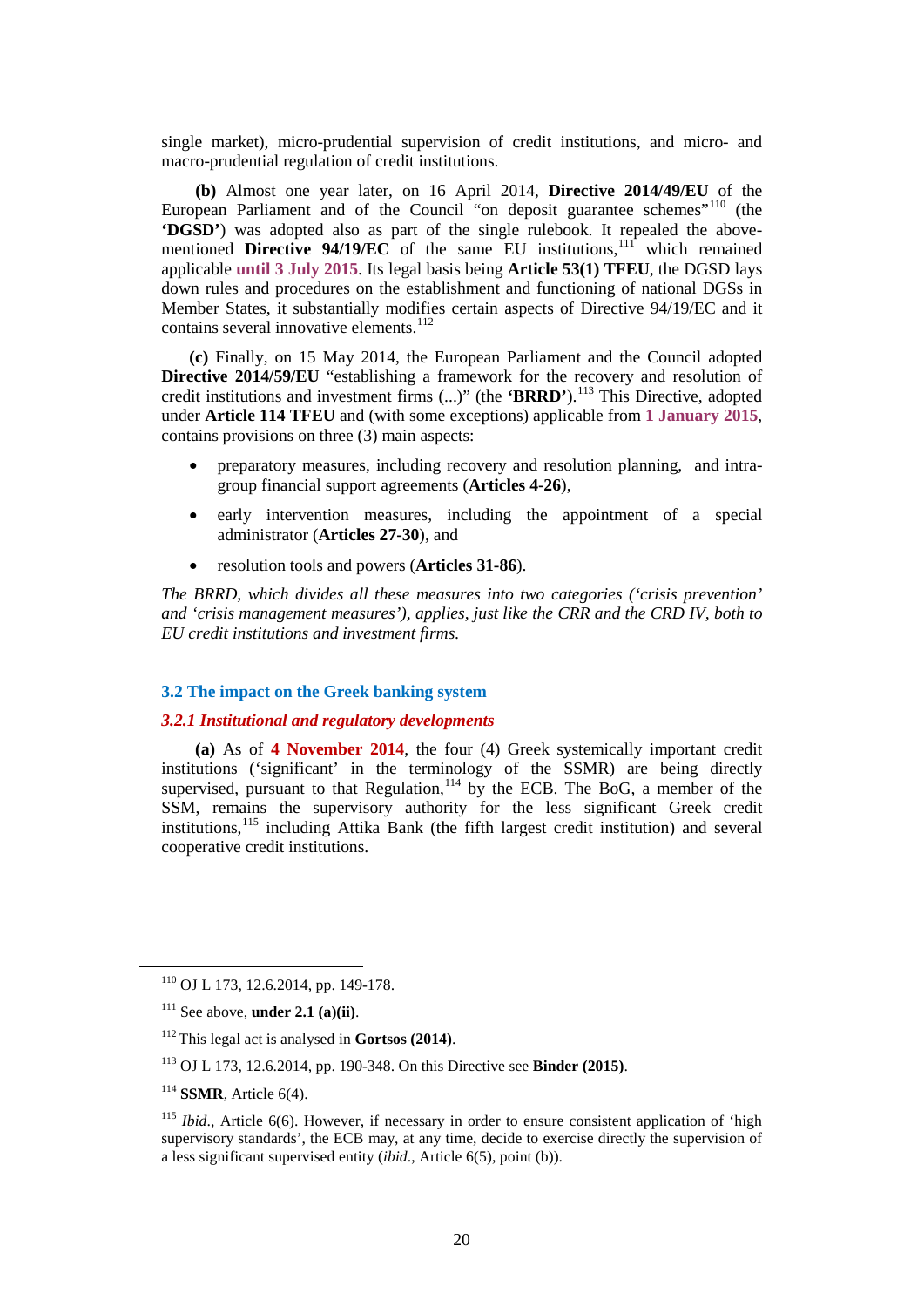single market), micro-prudential supervision of credit institutions, and micro- and macro-prudential regulation of credit institutions.

**(b)** Almost one year later, on 16 April 2014, **Directive 2014/49/EU** of the European Parliament and of the Council "on deposit guarantee schemes"[110] (the **'DGSD'**) was adopted also as part of the single rulebook. It repealed the above-mentioned **Directive 94/19/EC** of the same EU institutions,[111] which remained applicable **until 3 July 2015**. Its legal basis being **Article 53(1) TFEU**, the DGSD lays down rules and procedures on the establishment and functioning of national DGSs in Member States, it substantially modifies certain aspects of Directive 94/19/EC and it contains several innovative elements.[112]

**(c)** Finally, on 15 May 2014, the European Parliament and the Council adopted **Directive 2014/59/EU** "establishing a framework for the recovery and resolution of credit institutions and investment firms (...)" (the **'BRRD'**).[113] This Directive, adopted under **Article 114 TFEU** and (with some exceptions) applicable from **1 January 2015**, contains provisions on three (3) main aspects:

- preparatory measures, including recovery and resolution planning, and intra-group financial support agreements (**Articles 4-26**),
- early intervention measures, including the appointment of a special administrator (**Articles 27-30**), and
- resolution tools and powers (**Articles 31-86**).

*The BRRD, which divides all these measures into two categories ('crisis prevention' and 'crisis management measures'), applies, just like the CRR and the CRD IV, both to EU credit institutions and investment firms.*

### 3.2 The impact on the Greek banking system

#### *3.2.1 Institutional and regulatory developments*

**(a)** As of **4 November 2014**, the four (4) Greek systemically important credit institutions ('significant' in the terminology of the SSMR) are being directly supervised, pursuant to that Regulation,[114] by the ECB. The BoG, a member of the SSM, remains the supervisory authority for the less significant Greek credit institutions,[115] including Attika Bank (the fifth largest credit institution) and several cooperative credit institutions.

---

[110] OJ L 173, 12.6.2014, pp. 149-178.

[111] See above, **under 2.1 (a)(ii)**.

[112] This legal act is analysed in **Gortsos (2014)**.

[113] OJ L 173, 12.6.2014, pp. 190-348. On this Directive see **Binder (2015)**.

[114] **SSMR**, Article 6(4).

[115] *Ibid*., Article 6(6). However, if necessary in order to ensure consistent application of 'high supervisory standards', the ECB may, at any time, decide to exercise directly the supervision of a less significant supervised entity (*ibid*., Article 6(5), point (b)).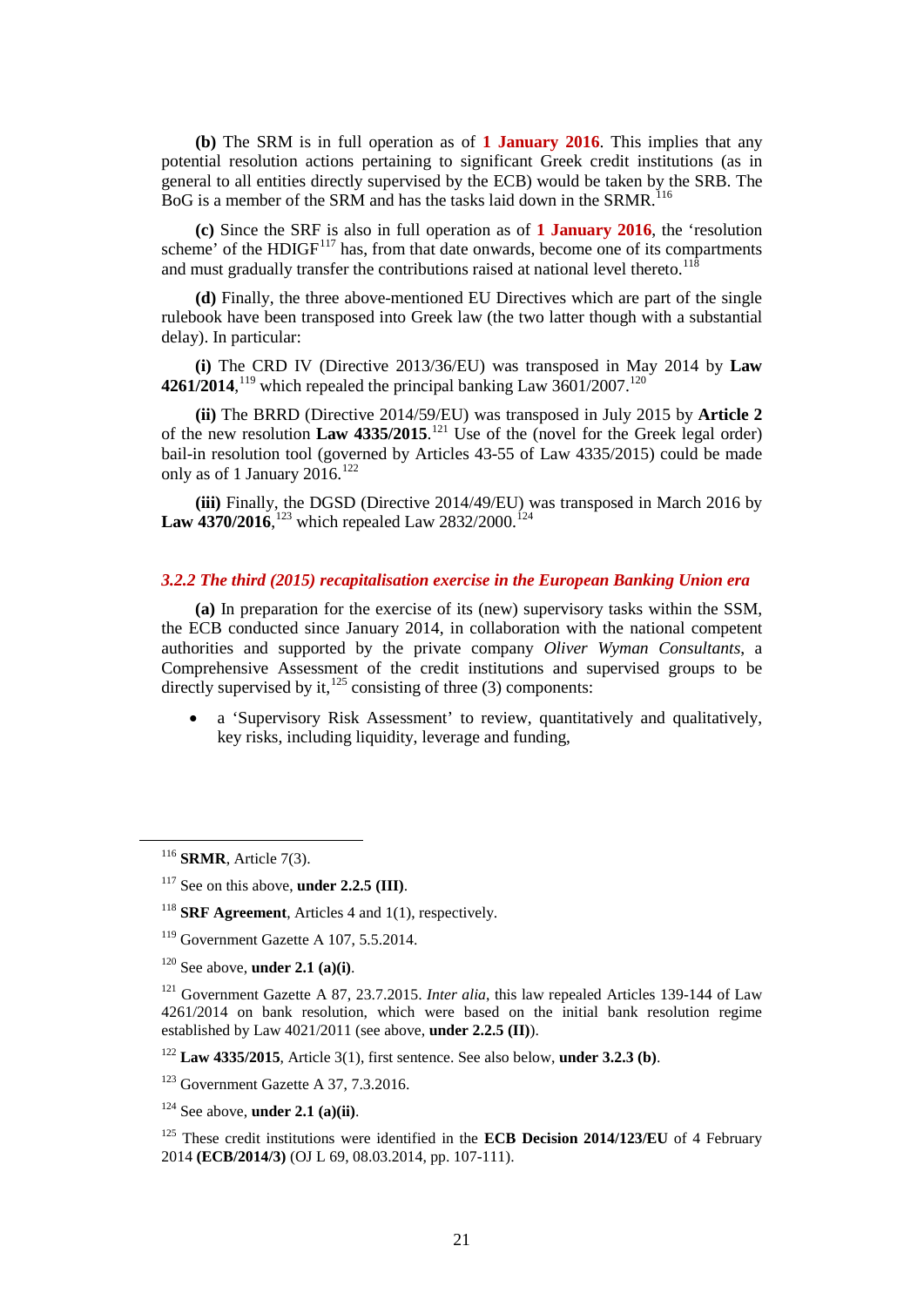**(b)** The SRM is in full operation as of **1 January 2016**. This implies that any potential resolution actions pertaining to significant Greek credit institutions (as in general to all entities directly supervised by the ECB) would be taken by the SRB. The BoG is a member of the SRM and has the tasks laid down in the SRMR.[116]

**(c)** Since the SRF is also in full operation as of **1 January 2016**, the 'resolution scheme' of the HDIGF[117] has, from that date onwards, become one of its compartments and must gradually transfer the contributions raised at national level thereto.[118]

**(d)** Finally, the three above-mentioned EU Directives which are part of the single rulebook have been transposed into Greek law (the two latter though with a substantial delay). In particular:

**(i)** The CRD IV (Directive 2013/36/EU) was transposed in May 2014 by **Law 4261/2014**,[119] which repealed the principal banking Law 3601/2007.[120]

**(ii)** The BRRD (Directive 2014/59/EU) was transposed in July 2015 by **Article 2** of the new resolution **Law 4335/2015**.[121] Use of the (novel for the Greek legal order) bail-in resolution tool (governed by Articles 43-55 of Law 4335/2015) could be made only as of 1 January 2016.[122]

**(iii)** Finally, the DGSD (Directive 2014/49/EU) was transposed in March 2016 by **Law 4370/2016**,[123] which repealed Law 2832/2000.[124]

### *3.2.2 The third (2015) recapitalisation exercise in the European Banking Union era*

**(a)** In preparation for the exercise of its (new) supervisory tasks within the SSM, the ECB conducted since January 2014, in collaboration with the national competent authorities and supported by the private company *Oliver Wyman Consultants*, a Comprehensive Assessment of the credit institutions and supervised groups to be directly supervised by it,[125] consisting of three (3) components:

- a 'Supervisory Risk Assessment' to review, quantitatively and qualitatively, key risks, including liquidity, leverage and funding,

---

[116] **SRMR**, Article 7(3).

[117] See on this above, **under 2.2.5 (III)**.

[118] **SRF Agreement**, Articles 4 and 1(1), respectively.

[119] Government Gazette A 107, 5.5.2014.

[120] See above, **under 2.1 (a)(i)**.

[121] Government Gazette A 87, 23.7.2015. *Inter alia*, this law repealed Articles 139-144 of Law 4261/2014 on bank resolution, which were based on the initial bank resolution regime established by Law 4021/2011 (see above, **under 2.2.5 (II)**).

[122] **Law 4335/2015**, Article 3(1), first sentence. See also below, **under 3.2.3 (b)**.

[123] Government Gazette A 37, 7.3.2016.

[124] See above, **under 2.1 (a)(ii)**.

[125] These credit institutions were identified in the **ECB Decision 2014/123/EU** of 4 February 2014 **(ECB/2014/3)** (OJ L 69, 08.03.2014, pp. 107-111).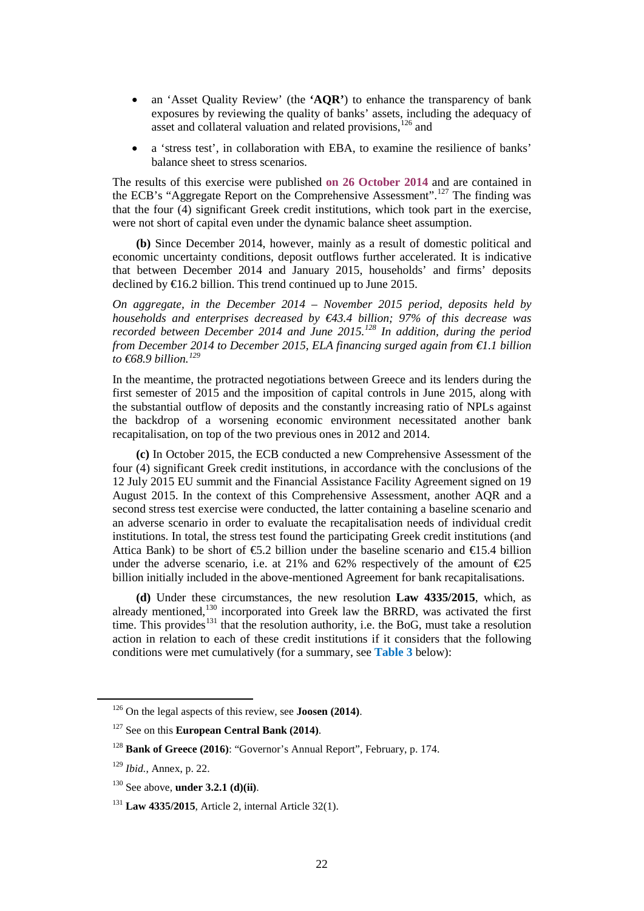- an 'Asset Quality Review' (the **'AQR'**) to enhance the transparency of bank exposures by reviewing the quality of banks' assets, including the adequacy of asset and collateral valuation and related provisions,[126] and
- a 'stress test', in collaboration with EBA, to examine the resilience of banks' balance sheet to stress scenarios.

The results of this exercise were published **on 26 October 2014** and are contained in the ECB's "Aggregate Report on the Comprehensive Assessment".[127] The finding was that the four (4) significant Greek credit institutions, which took part in the exercise, were not short of capital even under the dynamic balance sheet assumption.

**(b)** Since December 2014, however, mainly as a result of domestic political and economic uncertainty conditions, deposit outflows further accelerated. It is indicative that between December 2014 and January 2015, households' and firms' deposits declined by €16.2 billion. This trend continued up to June 2015.

*On aggregate, in the December 2014 – November 2015 period, deposits held by households and enterprises decreased by €43.4 billion; 97% of this decrease was recorded between December 2014 and June 2015.[128] In addition, during the period from December 2014 to December 2015, ELA financing surged again from €1.1 billion to €68.9 billion.[129]*

In the meantime, the protracted negotiations between Greece and its lenders during the first semester of 2015 and the imposition of capital controls in June 2015, along with the substantial outflow of deposits and the constantly increasing ratio of NPLs against the backdrop of a worsening economic environment necessitated another bank recapitalisation, on top of the two previous ones in 2012 and 2014.

**(c)** In October 2015, the ECB conducted a new Comprehensive Assessment of the four (4) significant Greek credit institutions, in accordance with the conclusions of the 12 July 2015 EU summit and the Financial Assistance Facility Agreement signed on 19 August 2015. In the context of this Comprehensive Assessment, another AQR and a second stress test exercise were conducted, the latter containing a baseline scenario and an adverse scenario in order to evaluate the recapitalisation needs of individual credit institutions. In total, the stress test found the participating Greek credit institutions (and Attica Bank) to be short of €5.2 billion under the baseline scenario and €15.4 billion under the adverse scenario, i.e. at 21% and 62% respectively of the amount of €25 billion initially included in the above-mentioned Agreement for bank recapitalisations.

**(d)** Under these circumstances, the new resolution **Law 4335/2015**, which, as already mentioned,[130] incorporated into Greek law the BRRD, was activated the first time. This provides[131] that the resolution authority, i.e. the BoG, must take a resolution action in relation to each of these credit institutions if it considers that the following conditions were met cumulatively (for a summary, see **Table 3** below):

---

[126] On the legal aspects of this review, see **Joosen (2014)**.

[127] See on this **European Central Bank (2014)**.

[128] **Bank of Greece (2016)**: "Governor's Annual Report", February, p. 174.

[129] *Ibid.*, Annex, p. 22.

[130] See above, **under 3.2.1 (d)(ii)**.

[131] **Law 4335/2015**, Article 2, internal Article 32(1).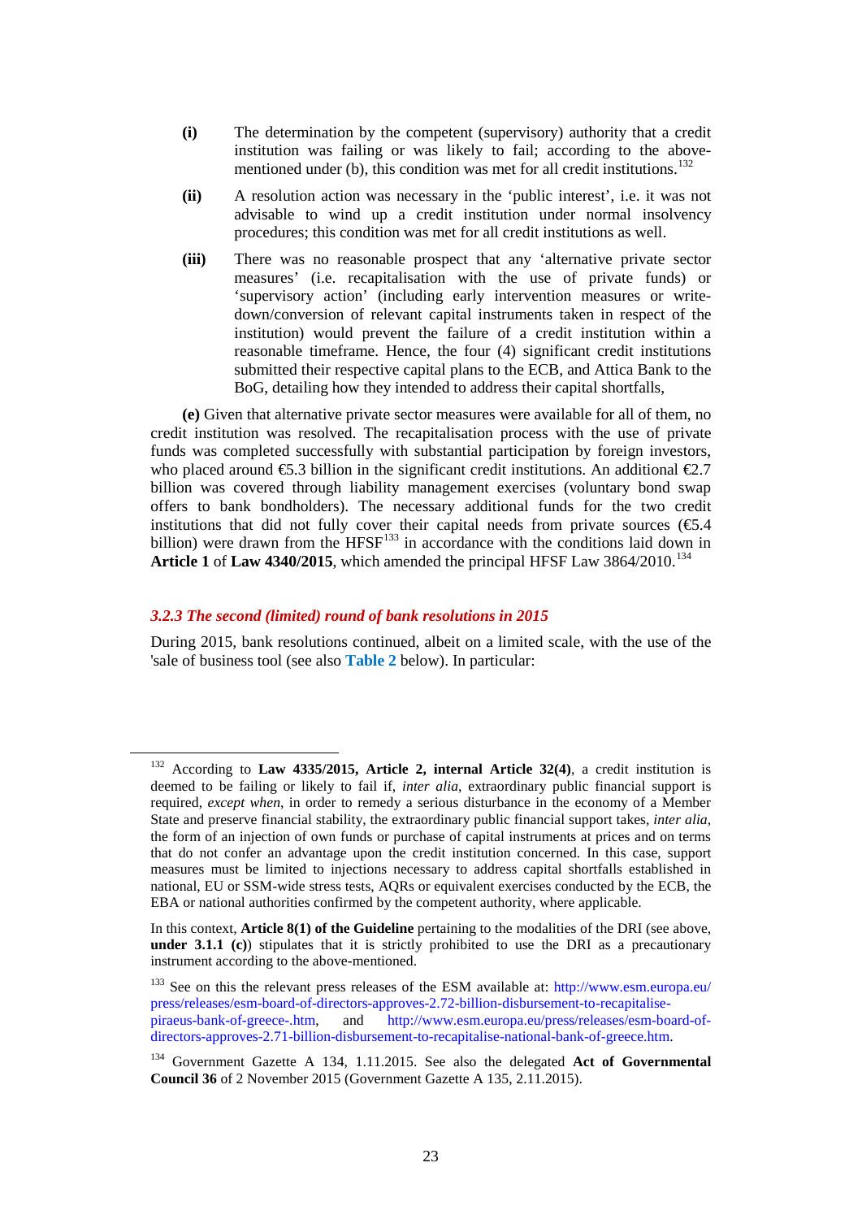**(i)** The determination by the competent (supervisory) authority that a credit institution was failing or was likely to fail; according to the above-mentioned under (b), this condition was met for all credit institutions.[132]

**(ii)** A resolution action was necessary in the 'public interest', i.e. it was not advisable to wind up a credit institution under normal insolvency procedures; this condition was met for all credit institutions as well.

**(iii)** There was no reasonable prospect that any 'alternative private sector measures' (i.e. recapitalisation with the use of private funds) or 'supervisory action' (including early intervention measures or write-down/conversion of relevant capital instruments taken in respect of the institution) would prevent the failure of a credit institution within a reasonable timeframe. Hence, the four (4) significant credit institutions submitted their respective capital plans to the ECB, and Attica Bank to the BoG, detailing how they intended to address their capital shortfalls,

**(e)** Given that alternative private sector measures were available for all of them, no credit institution was resolved. The recapitalisation process with the use of private funds was completed successfully with substantial participation by foreign investors, who placed around €5.3 billion in the significant credit institutions. An additional €2.7 billion was covered through liability management exercises (voluntary bond swap offers to bank bondholders). The necessary additional funds for the two credit institutions that did not fully cover their capital needs from private sources (€5.4 billion) were drawn from the HFSF[133] in accordance with the conditions laid down in **Article 1** of **Law 4340/2015**, which amended the principal HFSF Law 3864/2010.[134]

### *3.2.3 The second (limited) round of bank resolutions in 2015*

During 2015, bank resolutions continued, albeit on a limited scale, with the use of the 'sale of business tool (see also **Table 2** below). In particular:

---

[132] According to **Law 4335/2015, Article 2, internal Article 32(4)**, a credit institution is deemed to be failing or likely to fail if, *inter alia*, extraordinary public financial support is required, *except when*, in order to remedy a serious disturbance in the economy of a Member State and preserve financial stability, the extraordinary public financial support takes, *inter alia*, the form of an injection of own funds or purchase of capital instruments at prices and on terms that do not confer an advantage upon the credit institution concerned. In this case, support measures must be limited to injections necessary to address capital shortfalls established in national, EU or SSM-wide stress tests, AQRs or equivalent exercises conducted by the ECB, the EBA or national authorities confirmed by the competent authority, where applicable.

In this context, **Article 8(1) of the Guideline** pertaining to the modalities of the DRI (see above, **under 3.1.1 (c)**) stipulates that it is strictly prohibited to use the DRI as a precautionary instrument according to the above-mentioned.

[133] See on this the relevant press releases of the ESM available at: http://www.esm.europa.eu/press/releases/esm-board-of-directors-approves-2.72-billion-disbursement-to-recapitalise-piraeus-bank-of-greece-.htm, and http://www.esm.europa.eu/press/releases/esm-board-of-directors-approves-2.71-billion-disbursement-to-recapitalise-national-bank-of-greece.htm.

[134] Government Gazette A 134, 1.11.2015. See also the delegated **Act of Governmental Council 36** of 2 November 2015 (Government Gazette A 135, 2.11.2015).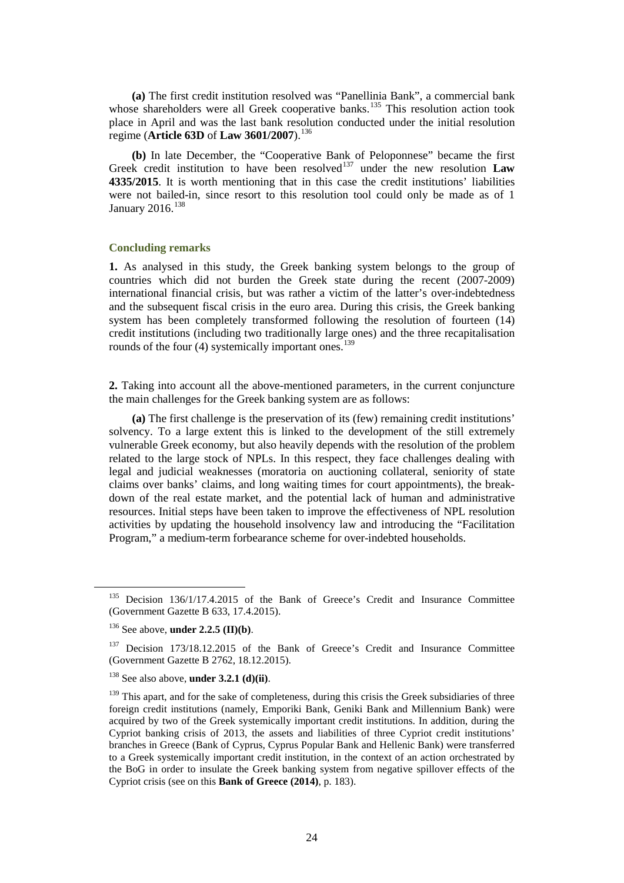**(a)** The first credit institution resolved was "Panellinia Bank", a commercial bank whose shareholders were all Greek cooperative banks.[135] This resolution action took place in April and was the last bank resolution conducted under the initial resolution regime (**Article 63D** of **Law 3601/2007**).[136]

**(b)** In late December, the "Cooperative Bank of Peloponnese" became the first Greek credit institution to have been resolved[137] under the new resolution **Law 4335/2015**. It is worth mentioning that in this case the credit institutions' liabilities were not bailed-in, since resort to this resolution tool could only be made as of 1 January 2016.[138]

### Concluding remarks

**1.** As analysed in this study, the Greek banking system belongs to the group of countries which did not burden the Greek state during the recent (2007-2009) international financial crisis, but was rather a victim of the latter's over-indebtedness and the subsequent fiscal crisis in the euro area. During this crisis, the Greek banking system has been completely transformed following the resolution of fourteen (14) credit institutions (including two traditionally large ones) and the three recapitalisation rounds of the four (4) systemically important ones.[139]

**2.** Taking into account all the above-mentioned parameters, in the current conjuncture the main challenges for the Greek banking system are as follows:

**(a)** The first challenge is the preservation of its (few) remaining credit institutions' solvency. To a large extent this is linked to the development of the still extremely vulnerable Greek economy, but also heavily depends with the resolution of the problem related to the large stock of NPLs. In this respect, they face challenges dealing with legal and judicial weaknesses (moratoria on auctioning collateral, seniority of state claims over banks' claims, and long waiting times for court appointments), the breakdown of the real estate market, and the potential lack of human and administrative resources. Initial steps have been taken to improve the effectiveness of NPL resolution activities by updating the household insolvency law and introducing the "Facilitation Program," a medium-term forbearance scheme for over-indebted households.

---

[135] Decision 136/1/17.4.2015 of the Bank of Greece's Credit and Insurance Committee (Government Gazette B 633, 17.4.2015).

[136] See above, **under 2.2.5 (II)(b)**.

[137] Decision 173/18.12.2015 of the Bank of Greece's Credit and Insurance Committee (Government Gazette B 2762, 18.12.2015).

[138] See also above, **under 3.2.1 (d)(ii)**.

[139] This apart, and for the sake of completeness, during this crisis the Greek subsidiaries of three foreign credit institutions (namely, Emporiki Bank, Geniki Bank and Millennium Bank) were acquired by two of the Greek systemically important credit institutions. In addition, during the Cypriot banking crisis of 2013, the assets and liabilities of three Cypriot credit institutions' branches in Greece (Bank of Cyprus, Cyprus Popular Bank and Hellenic Bank) were transferred to a Greek systemically important credit institution, in the context of an action orchestrated by the BoG in order to insulate the Greek banking system from negative spillover effects of the Cypriot crisis (see on this **Bank of Greece (2014)**, p. 183).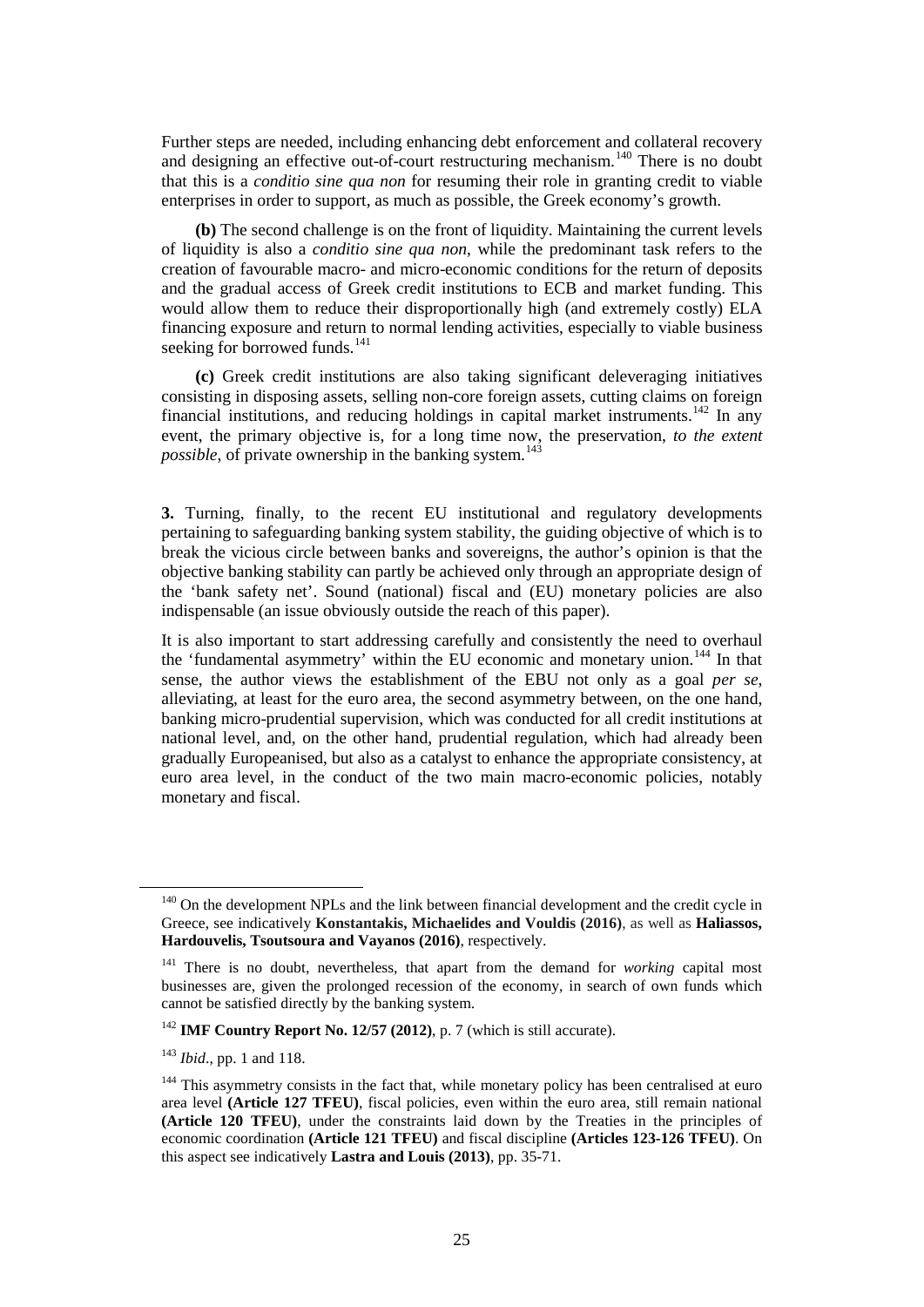Further steps are needed, including enhancing debt enforcement and collateral recovery and designing an effective out-of-court restructuring mechanism.[140] There is no doubt that this is a *conditio sine qua non* for resuming their role in granting credit to viable enterprises in order to support, as much as possible, the Greek economy's growth.

**(b)** The second challenge is on the front of liquidity. Maintaining the current levels of liquidity is also a *conditio sine qua non*, while the predominant task refers to the creation of favourable macro- and micro-economic conditions for the return of deposits and the gradual access of Greek credit institutions to ECB and market funding. This would allow them to reduce their disproportionally high (and extremely costly) ELA financing exposure and return to normal lending activities, especially to viable business seeking for borrowed funds.[141]

**(c)** Greek credit institutions are also taking significant deleveraging initiatives consisting in disposing assets, selling non-core foreign assets, cutting claims on foreign financial institutions, and reducing holdings in capital market instruments.[142] In any event, the primary objective is, for a long time now, the preservation, *to the extent possible*, of private ownership in the banking system.[143]

**3.** Turning, finally, to the recent EU institutional and regulatory developments pertaining to safeguarding banking system stability, the guiding objective of which is to break the vicious circle between banks and sovereigns, the author's opinion is that the objective banking stability can partly be achieved only through an appropriate design of the 'bank safety net'. Sound (national) fiscal and (EU) monetary policies are also indispensable (an issue obviously outside the reach of this paper).

It is also important to start addressing carefully and consistently the need to overhaul the 'fundamental asymmetry' within the EU economic and monetary union.[144] In that sense, the author views the establishment of the EBU not only as a goal *per se*, alleviating, at least for the euro area, the second asymmetry between, on the one hand, banking micro-prudential supervision, which was conducted for all credit institutions at national level, and, on the other hand, prudential regulation, which had already been gradually Europeanised, but also as a catalyst to enhance the appropriate consistency, at euro area level, in the conduct of the two main macro-economic policies, notably monetary and fiscal.

---

[140] On the development NPLs and the link between financial development and the credit cycle in Greece, see indicatively **Konstantakis, Michaelides and Vouldis (2016)**, as well as **Haliassos, Hardouvelis, Tsoutsoura and Vayanos (2016)**, respectively.

[141] There is no doubt, nevertheless, that apart from the demand for *working* capital most businesses are, given the prolonged recession of the economy, in search of own funds which cannot be satisfied directly by the banking system.

[142] **IMF Country Report No. 12/57 (2012)**, p. 7 (which is still accurate).

[143] *Ibid*., pp. 1 and 118.

[144] This asymmetry consists in the fact that, while monetary policy has been centralised at euro area level **(Article 127 TFEU)**, fiscal policies, even within the euro area, still remain national **(Article 120 TFEU)**, under the constraints laid down by the Treaties in the principles of economic coordination **(Article 121 TFEU)** and fiscal discipline **(Articles 123-126 TFEU)**. On this aspect see indicatively **Lastra and Louis (2013)**, pp. 35-71.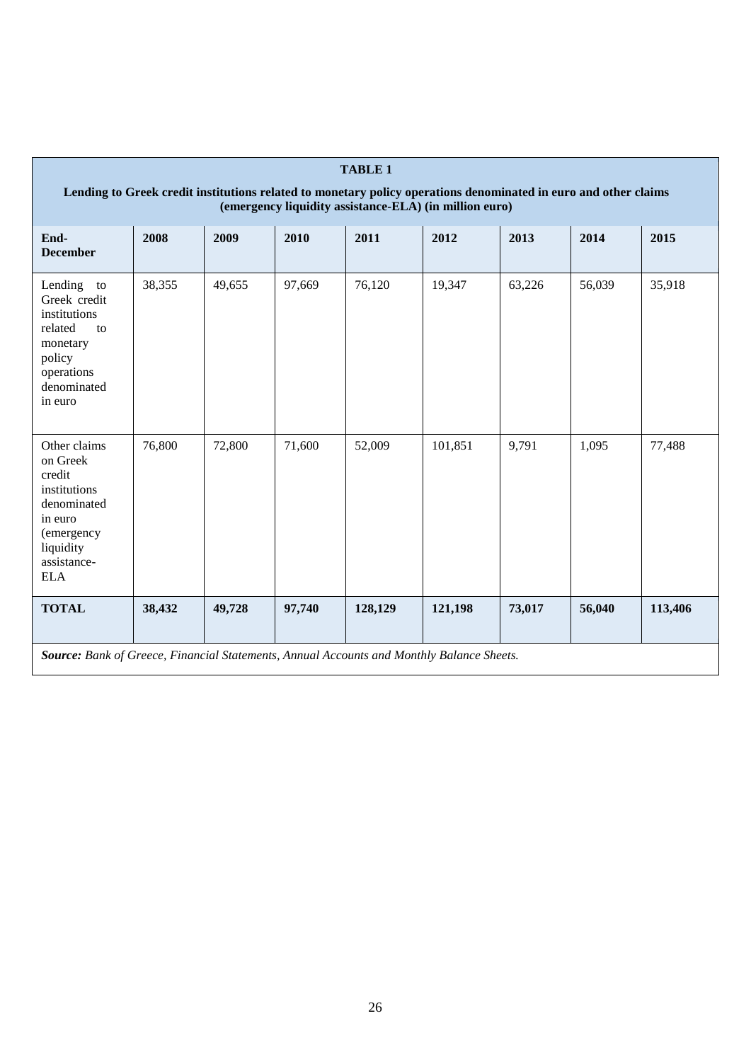**TABLE 1**

**Lending to Greek credit institutions related to monetary policy operations denominated in euro and other claims (emergency liquidity assistance-ELA) (in million euro)**

| End-December | 2008 | 2009 | 2010 | 2011 | 2012 | 2013 | 2014 | 2015 |
|---|---|---|---|---|---|---|---|---|
| Lending to Greek credit institutions related to monetary policy operations denominated in euro | 38,355 | 49,655 | 97,669 | 76,120 | 19,347 | 63,226 | 56,039 | 35,918 |
| Other claims on Greek credit institutions denominated in euro (emergency liquidity assistance-ELA | 76,800 | 72,800 | 71,600 | 52,009 | 101,851 | 9,791 | 1,095 | 77,488 |
| **TOTAL** | **38,432** | **49,728** | **97,740** | **128,129** | **121,198** | **73,017** | **56,040** | **113,406** |

***Source:*** *Bank of Greece, Financial Statements, Annual Accounts and Monthly Balance Sheets.*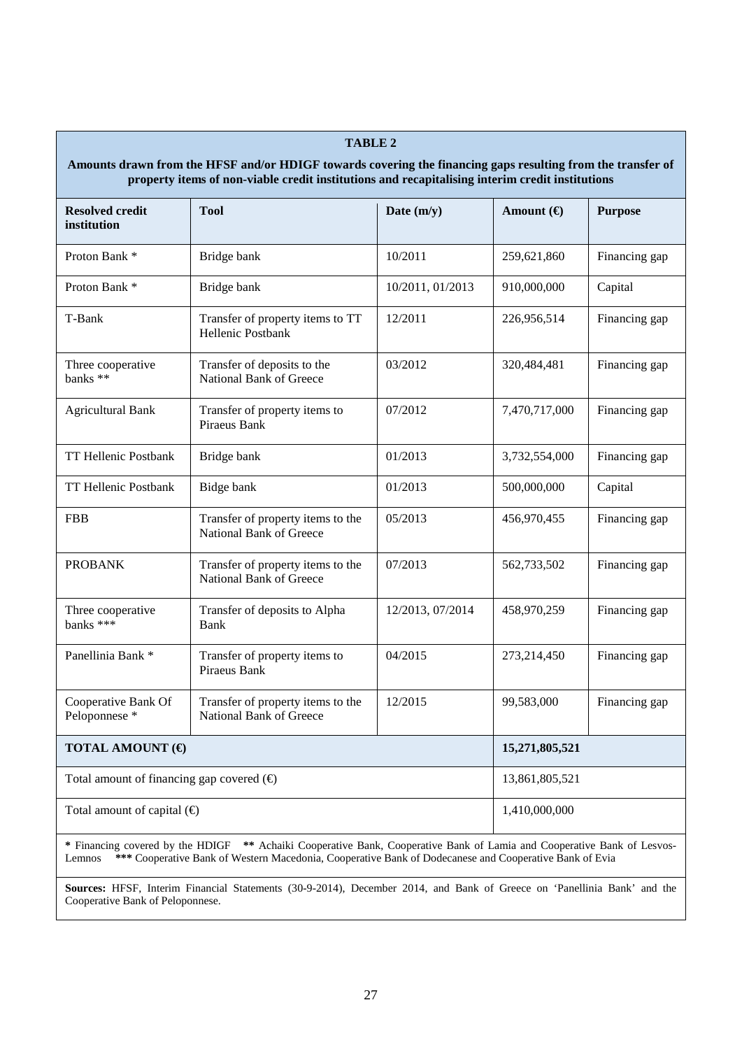**TABLE 2**

**Amounts drawn from the HFSF and/or HDIGF towards covering the financing gaps resulting from the transfer of property items of non-viable credit institutions and recapitalising interim credit institutions**

| Resolved credit institution | Tool | Date (m/y) | Amount (€) | Purpose |
|---|---|---|---|---|
| Proton Bank * | Bridge bank | 10/2011 | 259,621,860 | Financing gap |
| Proton Bank * | Bridge bank | 10/2011, 01/2013 | 910,000,000 | Capital |
| T-Bank | Transfer of property items to TT Hellenic Postbank | 12/2011 | 226,956,514 | Financing gap |
| Three cooperative banks ** | Transfer of deposits to the National Bank of Greece | 03/2012 | 320,484,481 | Financing gap |
| Agricultural Bank | Transfer of property items to Piraeus Bank | 07/2012 | 7,470,717,000 | Financing gap |
| TT Hellenic Postbank | Bridge bank | 01/2013 | 3,732,554,000 | Financing gap |
| TT Hellenic Postbank | Bidge bank | 01/2013 | 500,000,000 | Capital |
| FBB | Transfer of property items to the National Bank of Greece | 05/2013 | 456,970,455 | Financing gap |
| PROBANK | Transfer of property items to the National Bank of Greece | 07/2013 | 562,733,502 | Financing gap |
| Three cooperative banks *** | Transfer of deposits to Alpha Bank | 12/2013, 07/2014 | 458,970,259 | Financing gap |
| Panellinia Bank * | Transfer of property items to Piraeus Bank | 04/2015 | 273,214,450 | Financing gap |
| Cooperative Bank Of Peloponnese * | Transfer of property items to the National Bank of Greece | 12/2015 | 99,583,000 | Financing gap |
| **TOTAL AMOUNT (€)** | | | **15,271,805,521** | |
| Total amount of financing gap covered (€) | | | 13,861,805,521 | |
| Total amount of capital (€) | | | 1,410,000,000 | |

**\*** Financing covered by the HDIGF **\*\*** Achaiki Cooperative Bank, Cooperative Bank of Lamia and Cooperative Bank of Lesvos-Lemnos **\*\*\*** Cooperative Bank of Western Macedonia, Cooperative Bank of Dodecanese and Cooperative Bank of Evia

**Sources:** HFSF, Interim Financial Statements (30-9-2014), December 2014, and Bank of Greece on 'Panellinia Bank' and the Cooperative Bank of Peloponnese.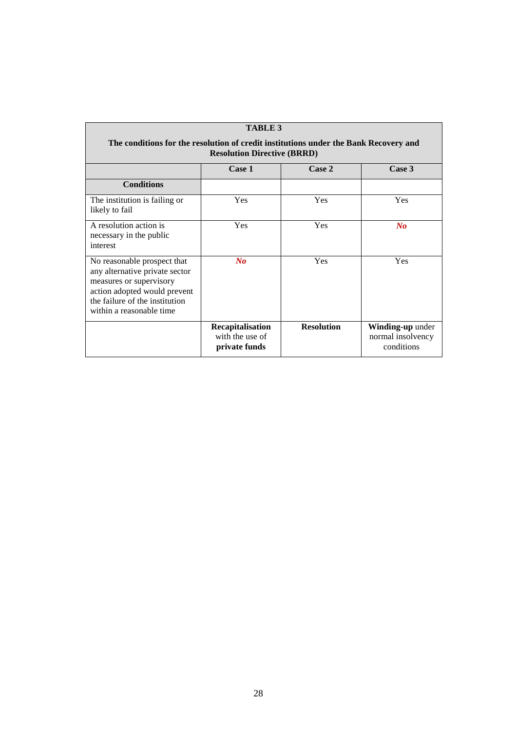**TABLE 3**

**The conditions for the resolution of credit institutions under the Bank Recovery and Resolution Directive (BRRD)**

| | Case 1 | Case 2 | Case 3 |
|---|---|---|---|
| **Conditions** | | | |
| The institution is failing or likely to fail | Yes | Yes | Yes |
| A resolution action is necessary in the public interest | Yes | Yes | ***No*** |
| No reasonable prospect that any alternative private sector measures or supervisory action adopted would prevent the failure of the institution within a reasonable time | ***No*** | Yes | Yes |
| | **Recapitalisation** with the use of **private funds** | **Resolution** | **Winding-up** under normal insolvency conditions |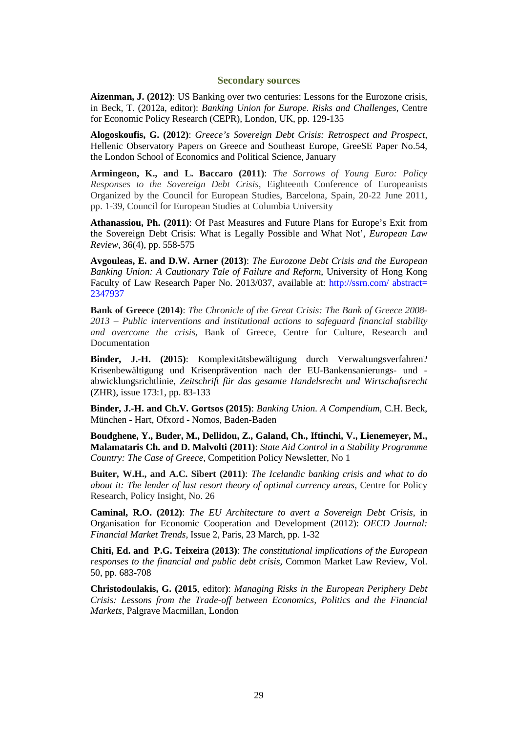## Secondary sources

**Aizenman, J. (2012)**: US Banking over two centuries: Lessons for the Eurozone crisis, in Beck, T. (2012a, editor): *Banking Union for Europe. Risks and Challenges*, Centre for Economic Policy Research (CEPR), London, UK, pp. 129-135

**Alogoskoufis, G. (2012)**: *Greece's Sovereign Debt Crisis: Retrospect and Prospect*, Hellenic Observatory Papers on Greece and Southeast Europe, GreeSE Paper No.54, the London School of Economics and Political Science, January

**Armingeon, K., and L. Baccaro (2011)**: *The Sorrows of Young Euro: Policy Responses to the Sovereign Debt Crisis*, Eighteenth Conference of Europeanists Organized by the Council for European Studies, Barcelona, Spain, 20-22 June 2011, pp. 1-39, Council for European Studies at Columbia University

**Athanassiou, Ph. (2011)**: Of Past Measures and Future Plans for Europe's Exit from the Sovereign Debt Crisis: What is Legally Possible and What Not', *European Law Review*, 36(4), pp. 558-575

**Avgouleas, E. and D.W. Arner (2013)**: *The Eurozone Debt Crisis and the European Banking Union: A Cautionary Tale of Failure and Reform*, University of Hong Kong Faculty of Law Research Paper No. 2013/037, available at: http://ssrn.com/ abstract=2347937

**Bank of Greece (2014)**: *The Chronicle of the Great Crisis: The Bank of Greece 2008-2013 – Public interventions and institutional actions to safeguard financial stability and overcome the crisis*, Bank of Greece, Centre for Culture, Research and Documentation

**Binder, J.-H. (2015)**: Komplexitätsbewältigung durch Verwaltungsverfahren? Krisenbewältigung und Krisenprävention nach der EU-Bankensanierungs- und -abwicklungsrichtlinie, *Zeitschrift für das gesamte Handelsrecht und Wirtschaftsrecht* (ZHR), issue 173:1, pp. 83-133

**Binder, J.-H. and Ch.V. Gortsos (2015)**: *Banking Union. A Compendium*, C.H. Beck, München - Hart, Ofxord - Nomos, Baden-Baden

**Boudghene, Y., Buder, M., Dellidou, Z., Galand, Ch., Iftinchi, V., Lienemeyer, M., Malamataris Ch. and D. Malvolti (2011)**: *State Aid Control in a Stability Programme Country: The Case of Greece*, Competition Policy Newsletter, No 1

**Buiter, W.H., and A.C. Sibert (2011)**: *The Icelandic banking crisis and what to do about it: The lender of last resort theory of optimal currency areas*, Centre for Policy Research, Policy Insight, No. 26

**Caminal, R.O. (2012)**: *The EU Architecture to avert a Sovereign Debt Crisis*, in Organisation for Economic Cooperation and Development (2012): *OECD Journal: Financial Market Trends*, Issue 2, Paris, 23 March, pp. 1-32

**Chiti, Ed. and P.G. Teixeira (2013)**: *The constitutional implications of the European responses to the financial and public debt crisis*, Common Market Law Review, Vol. 50, pp. 683-708

**Christodoulakis, G. (2015, editor)**: *Managing Risks in the European Periphery Debt Crisis: Lessons from the Trade-off between Economics, Politics and the Financial Markets*, Palgrave Macmillan, London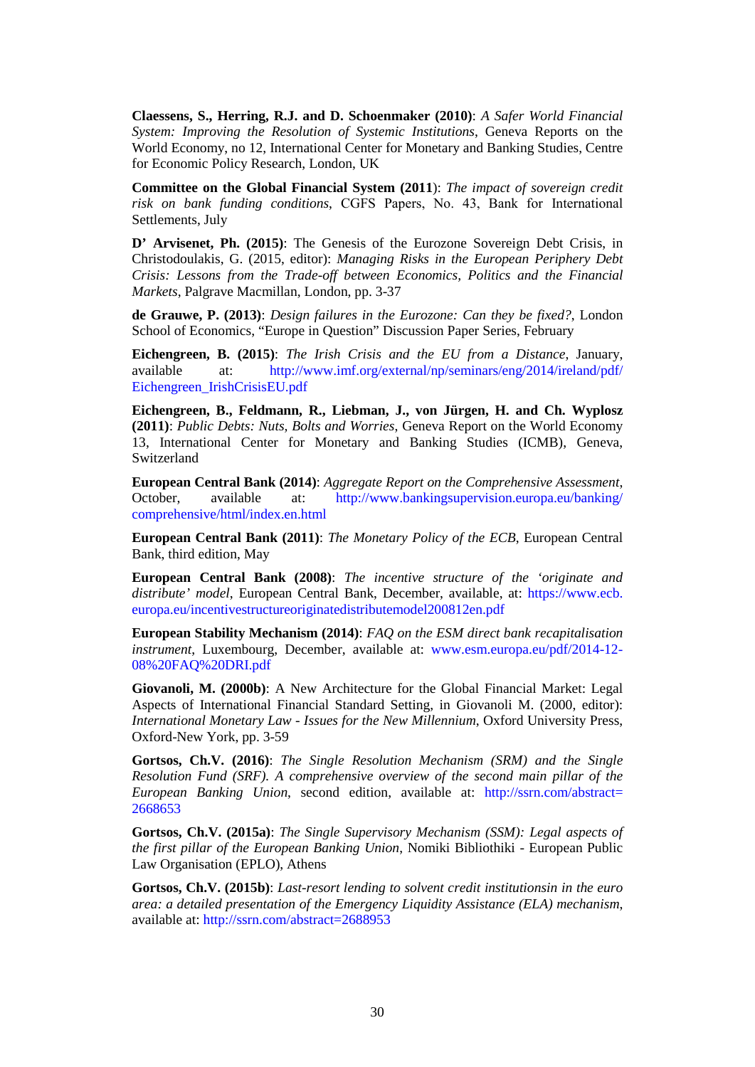**Claessens, S., Herring, R.J. and D. Schoenmaker (2010)**: *A Safer World Financial System: Improving the Resolution of Systemic Institutions*, Geneva Reports on the World Economy, no 12, International Center for Monetary and Banking Studies, Centre for Economic Policy Research, London, UK

**Committee on the Global Financial System (2011**): *The impact of sovereign credit risk on bank funding conditions*, CGFS Papers, No. 43, Bank for International Settlements, July

**D' Arvisenet, Ph. (2015)**: The Genesis of the Eurozone Sovereign Debt Crisis, in Christodoulakis, G. (2015, editor): *Managing Risks in the European Periphery Debt Crisis: Lessons from the Trade-off between Economics, Politics and the Financial Markets*, Palgrave Macmillan, London, pp. 3-37

**de Grauwe, P. (2013)**: *Design failures in the Eurozone: Can they be fixed?*, London School of Economics, "Europe in Question" Discussion Paper Series, February

**Eichengreen, B. (2015)**: *The Irish Crisis and the EU from a Distance*, January, available at: http://www.imf.org/external/np/seminars/eng/2014/ireland/pdf/Eichengreen_IrishCrisisEU.pdf

**Eichengreen, B., Feldmann, R., Liebman, J., von Jürgen, H. and Ch. Wyplosz (2011)**: *Public Debts: Nuts, Bolts and Worries*, Geneva Report on the World Economy 13, International Center for Monetary and Banking Studies (ICMB), Geneva, Switzerland

**European Central Bank (2014)**: *Aggregate Report on the Comprehensive Assessment*, October, available at: http://www.bankingsupervision.europa.eu/banking/comprehensive/html/index.en.html

**European Central Bank (2011)**: *The Monetary Policy of the ECB*, European Central Bank, third edition, May

**European Central Bank (2008)**: *The incentive structure of the 'originate and distribute' model*, European Central Bank, December, available, at: https://www.ecb.europa.eu/incentivestructureoriginatedistributemodel200812en.pdf

**European Stability Mechanism (2014)**: *FAQ on the ESM direct bank recapitalisation instrument*, Luxembourg, December, available at: www.esm.europa.eu/pdf/2014-12-08%20FAQ%20DRI.pdf

**Giovanoli, M. (2000b)**: A New Architecture for the Global Financial Market: Legal Aspects of International Financial Standard Setting, in Giovanoli M. (2000, editor): *International Monetary Law - Issues for the New Millennium*, Oxford University Press, Oxford-New York, pp. 3-59

**Gortsos, Ch.V. (2016)**: *The Single Resolution Mechanism (SRM) and the Single Resolution Fund (SRF). A comprehensive overview of the second main pillar of the European Banking Union*, second edition, available at: http://ssrn.com/abstract=2668653

**Gortsos, Ch.V. (2015a)**: *The Single Supervisory Mechanism (SSM): Legal aspects of the first pillar of the European Banking Union*, Nomiki Bibliothiki - European Public Law Organisation (EPLO), Athens

**Gortsos, Ch.V. (2015b)**: *Last-resort lending to solvent credit institutionsin in the euro area: a detailed presentation of the Emergency Liquidity Assistance (ELA) mechanism*, available at: http://ssrn.com/abstract=2688953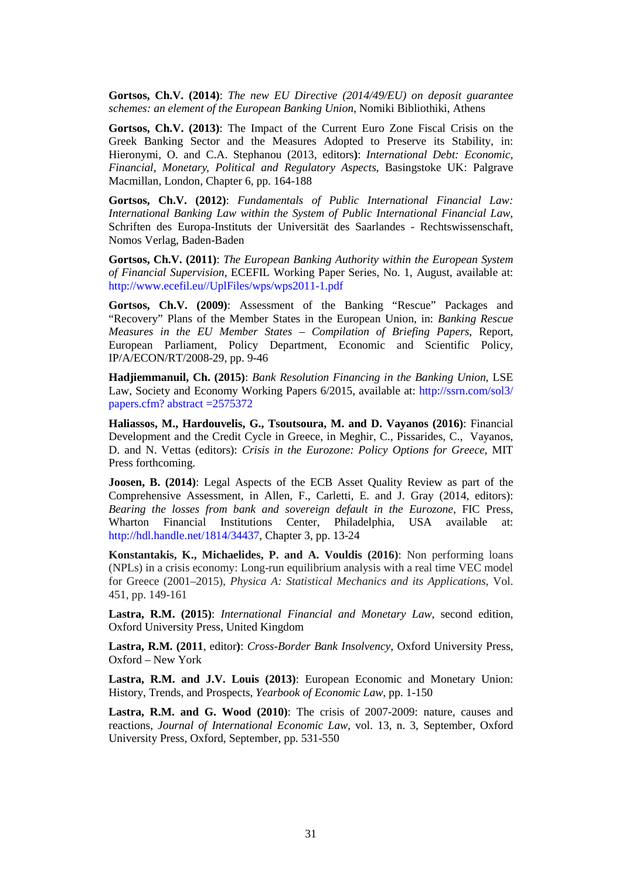**Gortsos, Ch.V. (2014)**: *The new EU Directive (2014/49/EU) on deposit guarantee schemes: an element of the European Banking Union*, Nomiki Bibliothiki, Athens

**Gortsos, Ch.V. (2013)**: The Impact of the Current Euro Zone Fiscal Crisis on the Greek Banking Sector and the Measures Adopted to Preserve its Stability, in: Hieronymi, O. and C.A. Stephanou (2013, editors**)**: *International Debt: Economic, Financial, Monetary, Political and Regulatory Aspects*, Basingstoke UK: Palgrave Macmillan, London, Chapter 6, pp. 164-188

**Gortsos, Ch.V. (2012)**: *Fundamentals of Public International Financial Law: International Banking Law within the System of Public International Financial Law*, Schriften des Europa-Instituts der Universität des Saarlandes - Rechtswissenschaft, Nomos Verlag, Baden-Baden

**Gortsos, Ch.V. (2011)**: *The European Banking Authority within the European System of Financial Supervision*, ECEFIL Working Paper Series, No. 1, August, available at: http://www.ecefil.eu//UplFiles/wps/wps2011-1.pdf

**Gortsos, Ch.V. (2009)**: Assessment of the Banking "Rescue" Packages and "Recovery" Plans of the Member States in the European Union, in: *Banking Rescue Measures in the EU Member States – Compilation of Briefing Papers*, Report, European Parliament, Policy Department, Economic and Scientific Policy, IP/A/ECON/RT/2008-29, pp. 9-46

**Hadjiemmanuil, Ch. (2015)**: *Bank Resolution Financing in the Banking Union*, LSE Law, Society and Economy Working Papers 6/2015, available at: http://ssrn.com/sol3/papers.cfm? abstract =2575372

**Haliassos, M., Hardouvelis, G., Tsoutsoura, M. and D. Vayanos (2016)**: Financial Development and the Credit Cycle in Greece, in Meghir, C., Pissarides, C., Vayanos, D. and N. Vettas (editors): *Crisis in the Eurozone: Policy Options for Greece*, MIT Press forthcoming.

**Joosen, B. (2014)**: Legal Aspects of the ECB Asset Quality Review as part of the Comprehensive Assessment, in Allen, F., Carletti, E. and J. Gray (2014, editors): *Bearing the losses from bank and sovereign default in the Eurozone*, FIC Press, Wharton Financial Institutions Center, Philadelphia, USA available at: http://hdl.handle.net/1814/34437, Chapter 3, pp. 13-24

**Konstantakis, K., Michaelides, P. and A. Vouldis (2016)**: Non performing loans (NPLs) in a crisis economy: Long-run equilibrium analysis with a real time VEC model for Greece (2001–2015), *Physica A: Statistical Mechanics and its Applications*, Vol. 451, pp. 149-161

**Lastra, R.M. (2015)**: *International Financial and Monetary Law*, second edition, Oxford University Press, United Kingdom

**Lastra, R.M. (2011**, editor**)**: *Cross-Border Bank Insolvency*, Oxford University Press, Oxford – New York

**Lastra, R.M. and J.V. Louis (2013)**: European Economic and Monetary Union: History, Trends, and Prospects, *Yearbook of Economic Law*, pp. 1-150

**Lastra, R.M. and G. Wood (2010)**: The crisis of 2007-2009: nature, causes and reactions, *Journal of International Economic Law*, vol. 13, n. 3, September, Oxford University Press, Oxford, September, pp. 531-550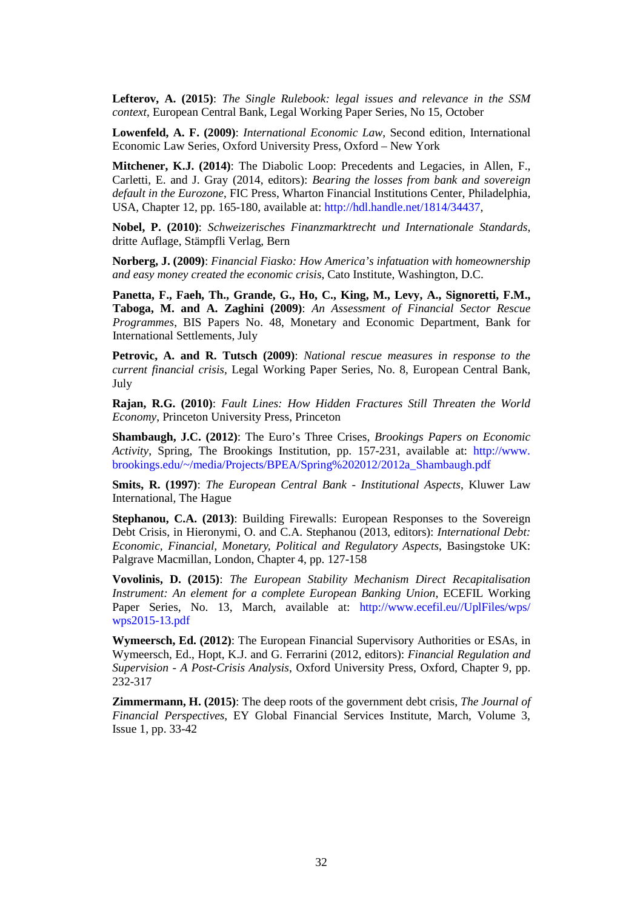**Lefterov, A. (2015)**: *The Single Rulebook: legal issues and relevance in the SSM context*, European Central Bank, Legal Working Paper Series, No 15, October

**Lowenfeld, A. F. (2009)**: *International Economic Law*, Second edition, International Economic Law Series, Oxford University Press, Oxford – New York

**Mitchener, K.J. (2014)**: The Diabolic Loop: Precedents and Legacies, in Allen, F., Carletti, E. and J. Gray (2014, editors): *Bearing the losses from bank and sovereign default in the Eurozone*, FIC Press, Wharton Financial Institutions Center, Philadelphia, USA, Chapter 12, pp. 165-180, available at: http://hdl.handle.net/1814/34437,

**Nobel, P. (2010)**: *Schweizerisches Finanzmarktrecht und Internationale Standards*, dritte Auflage, Stämpfli Verlag, Bern

**Norberg, J. (2009)**: *Financial Fiasko: How America's infatuation with homeownership and easy money created the economic crisis*, Cato Institute, Washington, D.C.

**Panetta, F., Faeh, Th., Grande, G., Ho, C., King, M., Levy, A., Signoretti, F.M., Taboga, M. and A. Zaghini (2009)**: *An Assessment of Financial Sector Rescue Programmes*, BIS Papers No. 48, Monetary and Economic Department, Bank for International Settlements, July

**Petrovic, A. and R. Tutsch (2009)**: *National rescue measures in response to the current financial crisis*, Legal Working Paper Series, No. 8, European Central Bank, July

**Rajan, R.G. (2010)**: *Fault Lines: How Hidden Fractures Still Threaten the World Economy*, Princeton University Press, Princeton

**Shambaugh, J.C. (2012)**: The Euro's Three Crises, *Brookings Papers on Economic Activity*, Spring, The Brookings Institution, pp. 157-231, available at: http://www.brookings.edu/~/media/Projects/BPEA/Spring%202012/2012a_Shambaugh.pdf

**Smits, R. (1997)**: *The European Central Bank - Institutional Aspects*, Kluwer Law International, The Hague

**Stephanou, C.A. (2013)**: Building Firewalls: European Responses to the Sovereign Debt Crisis, in Hieronymi, O. and C.A. Stephanou (2013, editors): *International Debt: Economic, Financial, Monetary, Political and Regulatory Aspects*, Basingstoke UK: Palgrave Macmillan, London, Chapter 4, pp. 127-158

**Vovolinis, D. (2015)**: *The European Stability Mechanism Direct Recapitalisation Instrument: An element for a complete European Banking Union*, ECEFIL Working Paper Series, No. 13, March, available at: http://www.ecefil.eu//UplFiles/wps/wps2015-13.pdf

**Wymeersch, Ed. (2012)**: The European Financial Supervisory Authorities or ESAs, in Wymeersch, Ed., Hopt, K.J. and G. Ferrarini (2012, editors): *Financial Regulation and Supervision - A Post-Crisis Analysis*, Oxford University Press, Oxford, Chapter 9, pp. 232-317

**Zimmermann, H. (2015)**: The deep roots of the government debt crisis, *The Journal of Financial Perspectives*, EY Global Financial Services Institute, March, Volume 3, Issue 1, pp. 33-42